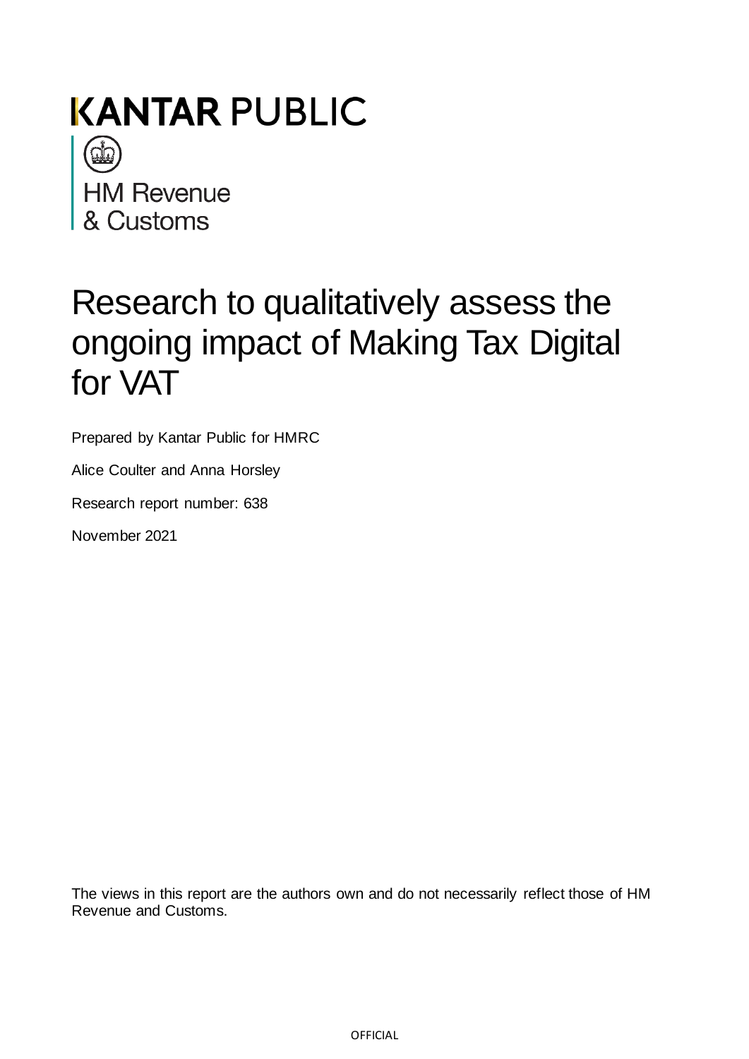KANTAR PUBLIC

HM Revenue & Customs

# Research to qualitatively assess the ongoing impact of Making Tax Digital for VAT

Prepared by Kantar Public for HMRC

Alice Coulter and Anna Horsley

Research report number: 638

November 2021

The views in this report are the authors own and do not necessarily reflect those of HM Revenue and Customs.

OFFICIAL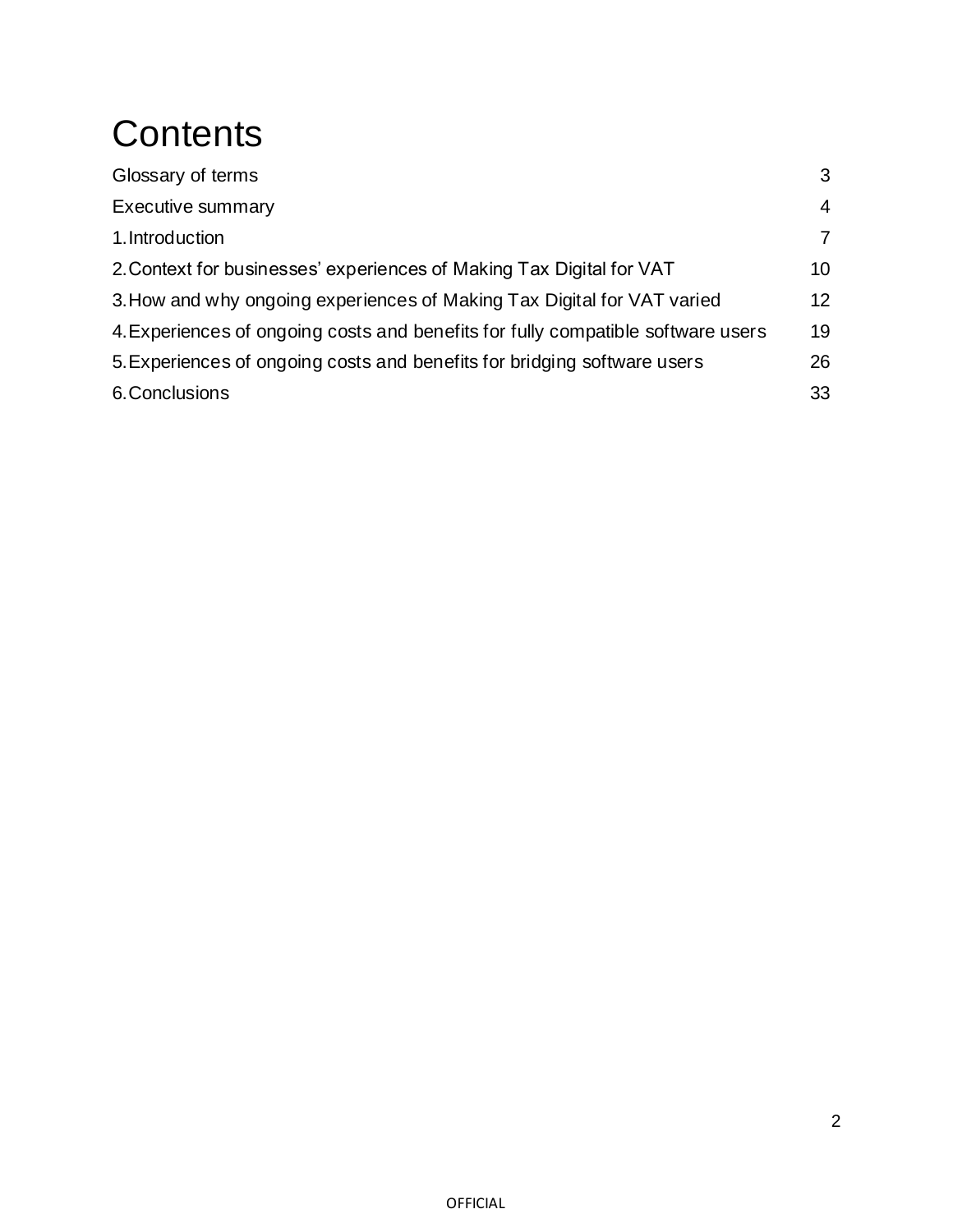# Contents

| | |
|---|---|
| Glossary of terms | 3 |
| Executive summary | 4 |
| 1. Introduction | 7 |
| 2. Context for businesses' experiences of Making Tax Digital for VAT | 10 |
| 3. How and why ongoing experiences of Making Tax Digital for VAT varied | 12 |
| 4. Experiences of ongoing costs and benefits for fully compatible software users | 19 |
| 5. Experiences of ongoing costs and benefits for bridging software users | 26 |
| 6. Conclusions | 33 |

OFFICIAL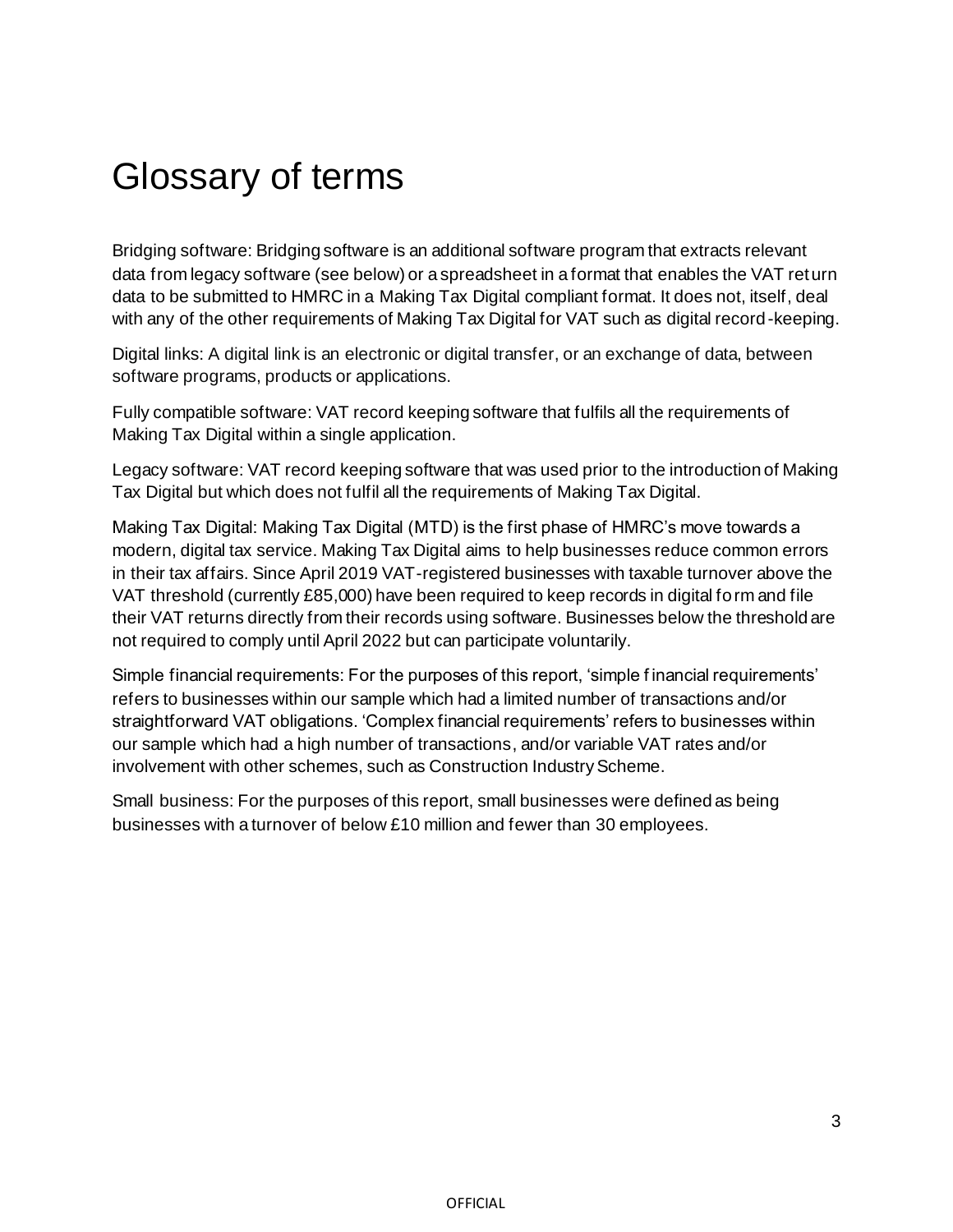# Glossary of terms

Bridging software: Bridging software is an additional software program that extracts relevant data from legacy software (see below) or a spreadsheet in a format that enables the VAT return data to be submitted to HMRC in a Making Tax Digital compliant format. It does not, itself, deal with any of the other requirements of Making Tax Digital for VAT such as digital record-keeping.

Digital links: A digital link is an electronic or digital transfer, or an exchange of data, between software programs, products or applications.

Fully compatible software: VAT record keeping software that fulfils all the requirements of Making Tax Digital within a single application.

Legacy software: VAT record keeping software that was used prior to the introduction of Making Tax Digital but which does not fulfil all the requirements of Making Tax Digital.

Making Tax Digital: Making Tax Digital (MTD) is the first phase of HMRC's move towards a modern, digital tax service. Making Tax Digital aims to help businesses reduce common errors in their tax affairs. Since April 2019 VAT-registered businesses with taxable turnover above the VAT threshold (currently £85,000) have been required to keep records in digital form and file their VAT returns directly from their records using software. Businesses below the threshold are not required to comply until April 2022 but can participate voluntarily.

Simple financial requirements: For the purposes of this report, 'simple financial requirements' refers to businesses within our sample which had a limited number of transactions and/or straightforward VAT obligations. 'Complex financial requirements' refers to businesses within our sample which had a high number of transactions, and/or variable VAT rates and/or involvement with other schemes, such as Construction Industry Scheme.

Small business: For the purposes of this report, small businesses were defined as being businesses with a turnover of below £10 million and fewer than 30 employees.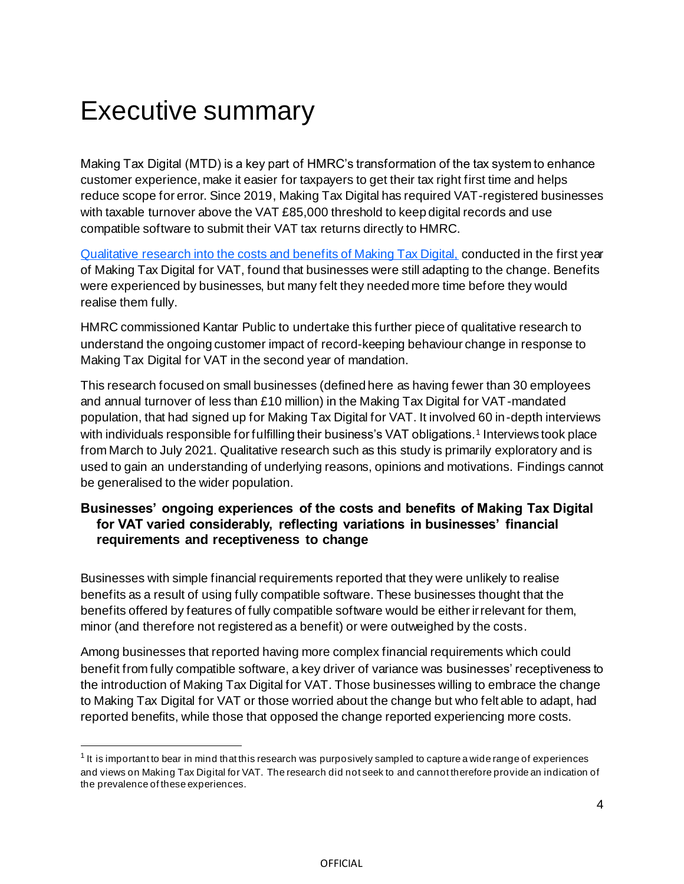# Executive summary

Making Tax Digital (MTD) is a key part of HMRC's transformation of the tax system to enhance customer experience, make it easier for taxpayers to get their tax right first time and helps reduce scope for error. Since 2019, Making Tax Digital has required VAT-registered businesses with taxable turnover above the VAT £85,000 threshold to keep digital records and use compatible software to submit their VAT tax returns directly to HMRC.

Qualitative research into the costs and benefits of Making Tax Digital, conducted in the first year of Making Tax Digital for VAT, found that businesses were still adapting to the change. Benefits were experienced by businesses, but many felt they needed more time before they would realise them fully.

HMRC commissioned Kantar Public to undertake this further piece of qualitative research to understand the ongoing customer impact of record-keeping behaviour change in response to Making Tax Digital for VAT in the second year of mandation.

This research focused on small businesses (defined here as having fewer than 30 employees and annual turnover of less than £10 million) in the Making Tax Digital for VAT-mandated population, that had signed up for Making Tax Digital for VAT. It involved 60 in-depth interviews with individuals responsible for fulfilling their business's VAT obligations.[1] Interviews took place from March to July 2021. Qualitative research such as this study is primarily exploratory and is used to gain an understanding of underlying reasons, opinions and motivations. Findings cannot be generalised to the wider population.

### Businesses' ongoing experiences of the costs and benefits of Making Tax Digital for VAT varied considerably, reflecting variations in businesses' financial requirements and receptiveness to change

Businesses with simple financial requirements reported that they were unlikely to realise benefits as a result of using fully compatible software. These businesses thought that the benefits offered by features of fully compatible software would be either irrelevant for them, minor (and therefore not registered as a benefit) or were outweighed by the costs.

Among businesses that reported having more complex financial requirements which could benefit from fully compatible software, a key driver of variance was businesses' receptiveness to the introduction of Making Tax Digital for VAT. Those businesses willing to embrace the change to Making Tax Digital for VAT or those worried about the change but who felt able to adapt, had reported benefits, while those that opposed the change reported experiencing more costs.

[1] It is important to bear in mind that this research was purposively sampled to capture a wide range of experiences and views on Making Tax Digital for VAT. The research did not seek to and cannot therefore provide an indication of the prevalence of these experiences.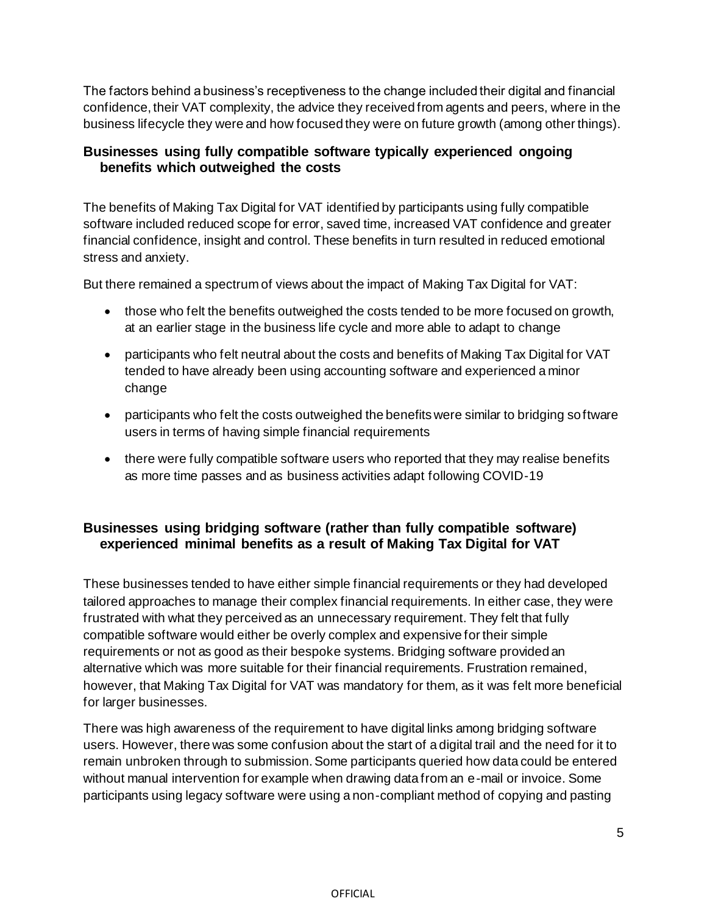The factors behind a business's receptiveness to the change included their digital and financial confidence, their VAT complexity, the advice they received from agents and peers, where in the business lifecycle they were and how focused they were on future growth (among other things).

### Businesses using fully compatible software typically experienced ongoing benefits which outweighed the costs

The benefits of Making Tax Digital for VAT identified by participants using fully compatible software included reduced scope for error, saved time, increased VAT confidence and greater financial confidence, insight and control. These benefits in turn resulted in reduced emotional stress and anxiety.

But there remained a spectrum of views about the impact of Making Tax Digital for VAT:

- those who felt the benefits outweighed the costs tended to be more focused on growth, at an earlier stage in the business life cycle and more able to adapt to change
- participants who felt neutral about the costs and benefits of Making Tax Digital for VAT tended to have already been using accounting software and experienced a minor change
- participants who felt the costs outweighed the benefits were similar to bridging software users in terms of having simple financial requirements
- there were fully compatible software users who reported that they may realise benefits as more time passes and as business activities adapt following COVID-19

### Businesses using bridging software (rather than fully compatible software) experienced minimal benefits as a result of Making Tax Digital for VAT

These businesses tended to have either simple financial requirements or they had developed tailored approaches to manage their complex financial requirements. In either case, they were frustrated with what they perceived as an unnecessary requirement. They felt that fully compatible software would either be overly complex and expensive for their simple requirements or not as good as their bespoke systems. Bridging software provided an alternative which was more suitable for their financial requirements. Frustration remained, however, that Making Tax Digital for VAT was mandatory for them, as it was felt more beneficial for larger businesses.

There was high awareness of the requirement to have digital links among bridging software users. However, there was some confusion about the start of a digital trail and the need for it to remain unbroken through to submission. Some participants queried how data could be entered without manual intervention for example when drawing data from an e-mail or invoice. Some participants using legacy software were using a non-compliant method of copying and pasting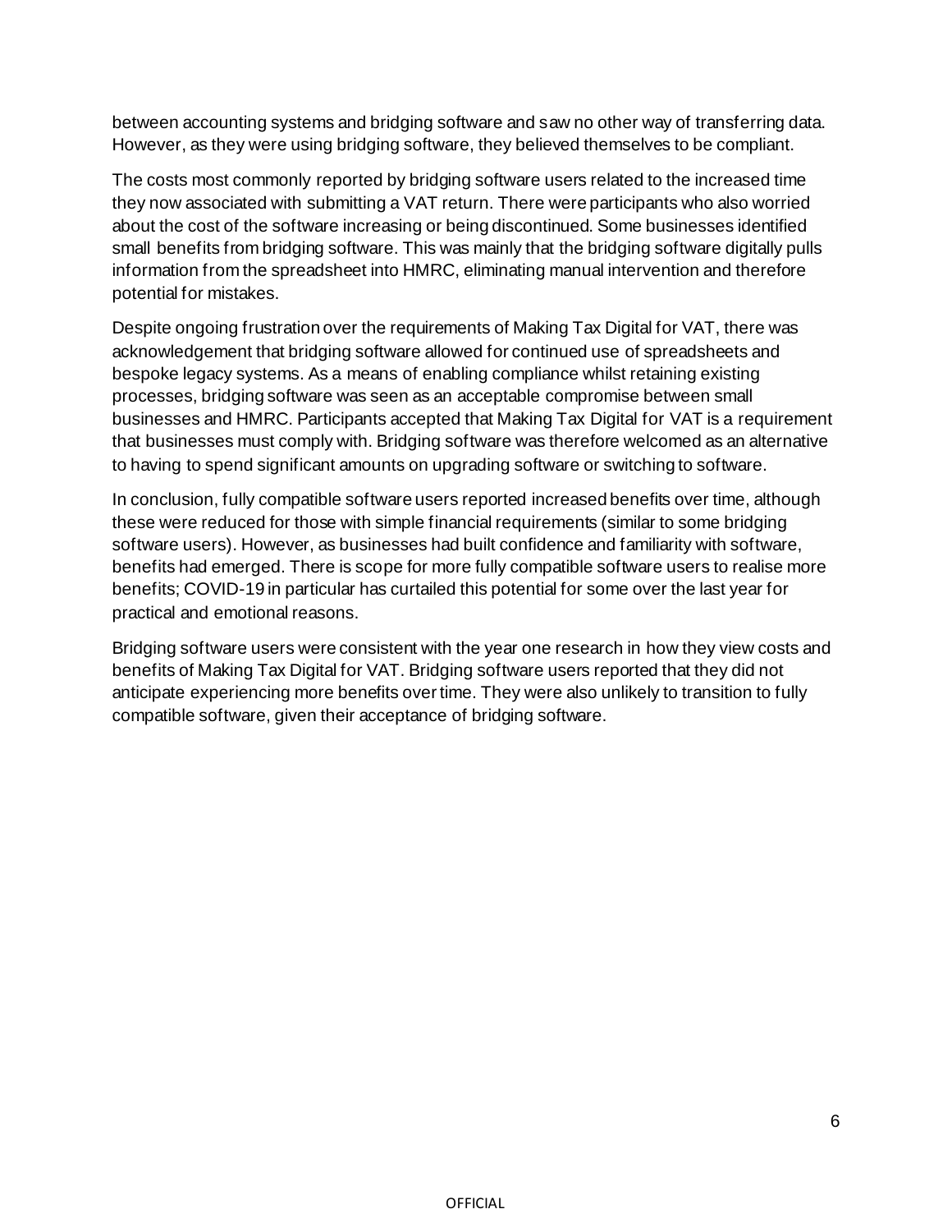between accounting systems and bridging software and saw no other way of transferring data. However, as they were using bridging software, they believed themselves to be compliant.

The costs most commonly reported by bridging software users related to the increased time they now associated with submitting a VAT return. There were participants who also worried about the cost of the software increasing or being discontinued. Some businesses identified small benefits from bridging software. This was mainly that the bridging software digitally pulls information from the spreadsheet into HMRC, eliminating manual intervention and therefore potential for mistakes.

Despite ongoing frustration over the requirements of Making Tax Digital for VAT, there was acknowledgement that bridging software allowed for continued use of spreadsheets and bespoke legacy systems. As a means of enabling compliance whilst retaining existing processes, bridging software was seen as an acceptable compromise between small businesses and HMRC. Participants accepted that Making Tax Digital for VAT is a requirement that businesses must comply with. Bridging software was therefore welcomed as an alternative to having to spend significant amounts on upgrading software or switching to software.

In conclusion, fully compatible software users reported increased benefits over time, although these were reduced for those with simple financial requirements (similar to some bridging software users). However, as businesses had built confidence and familiarity with software, benefits had emerged. There is scope for more fully compatible software users to realise more benefits; COVID-19 in particular has curtailed this potential for some over the last year for practical and emotional reasons.

Bridging software users were consistent with the year one research in how they view costs and benefits of Making Tax Digital for VAT. Bridging software users reported that they did not anticipate experiencing more benefits over time. They were also unlikely to transition to fully compatible software, given their acceptance of bridging software.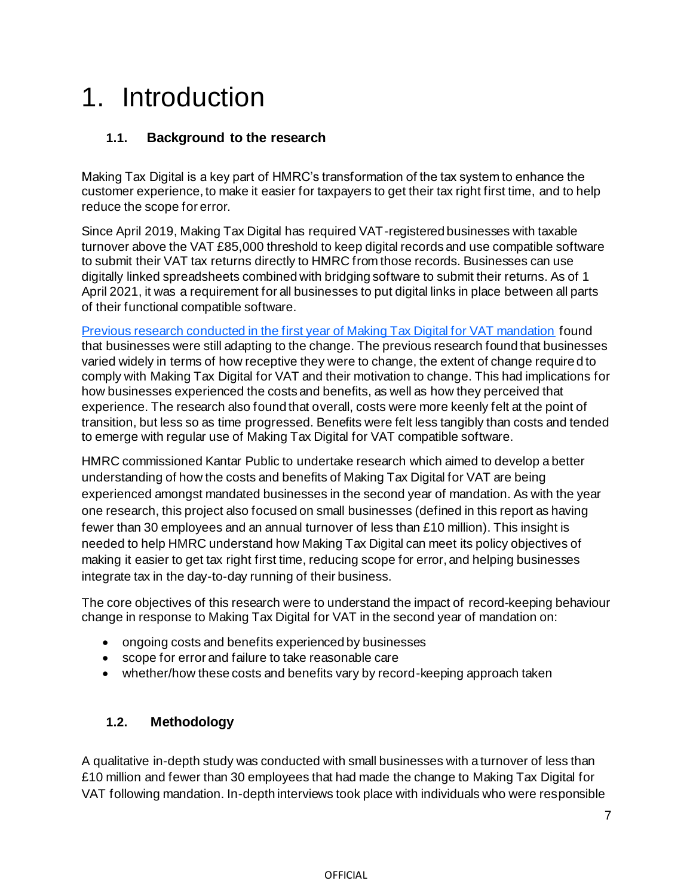# 1. Introduction

## 1.1. Background to the research

Making Tax Digital is a key part of HMRC's transformation of the tax system to enhance the customer experience, to make it easier for taxpayers to get their tax right first time, and to help reduce the scope for error.

Since April 2019, Making Tax Digital has required VAT-registered businesses with taxable turnover above the VAT £85,000 threshold to keep digital records and use compatible software to submit their VAT tax returns directly to HMRC from those records. Businesses can use digitally linked spreadsheets combined with bridging software to submit their returns. As of 1 April 2021, it was a requirement for all businesses to put digital links in place between all parts of their functional compatible software.

Previous research conducted in the first year of Making Tax Digital for VAT mandation found that businesses were still adapting to the change. The previous research found that businesses varied widely in terms of how receptive they were to change, the extent of change required to comply with Making Tax Digital for VAT and their motivation to change. This had implications for how businesses experienced the costs and benefits, as well as how they perceived that experience. The research also found that overall, costs were more keenly felt at the point of transition, but less so as time progressed. Benefits were felt less tangibly than costs and tended to emerge with regular use of Making Tax Digital for VAT compatible software.

HMRC commissioned Kantar Public to undertake research which aimed to develop a better understanding of how the costs and benefits of Making Tax Digital for VAT are being experienced amongst mandated businesses in the second year of mandation. As with the year one research, this project also focused on small businesses (defined in this report as having fewer than 30 employees and an annual turnover of less than £10 million). This insight is needed to help HMRC understand how Making Tax Digital can meet its policy objectives of making it easier to get tax right first time, reducing scope for error, and helping businesses integrate tax in the day-to-day running of their business.

The core objectives of this research were to understand the impact of record-keeping behaviour change in response to Making Tax Digital for VAT in the second year of mandation on:

- ongoing costs and benefits experienced by businesses
- scope for error and failure to take reasonable care
- whether/how these costs and benefits vary by record-keeping approach taken

## 1.2. Methodology

A qualitative in-depth study was conducted with small businesses with a turnover of less than £10 million and fewer than 30 employees that had made the change to Making Tax Digital for VAT following mandation. In-depth interviews took place with individuals who were responsible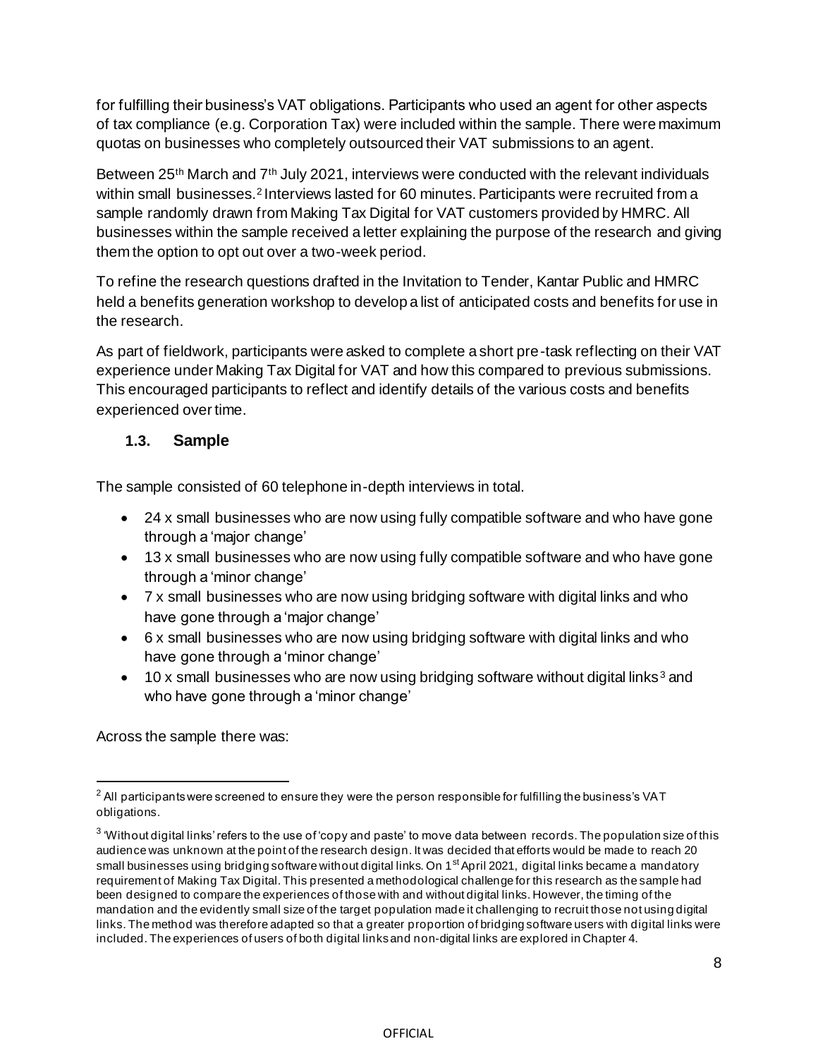for fulfilling their business's VAT obligations. Participants who used an agent for other aspects of tax compliance (e.g. Corporation Tax) were included within the sample. There were maximum quotas on businesses who completely outsourced their VAT submissions to an agent.

Between 25th March and 7th July 2021, interviews were conducted with the relevant individuals within small businesses.[2] Interviews lasted for 60 minutes. Participants were recruited from a sample randomly drawn from Making Tax Digital for VAT customers provided by HMRC. All businesses within the sample received a letter explaining the purpose of the research and giving them the option to opt out over a two-week period.

To refine the research questions drafted in the Invitation to Tender, Kantar Public and HMRC held a benefits generation workshop to develop a list of anticipated costs and benefits for use in the research.

As part of fieldwork, participants were asked to complete a short pre-task reflecting on their VAT experience under Making Tax Digital for VAT and how this compared to previous submissions. This encouraged participants to reflect and identify details of the various costs and benefits experienced over time.

### 1.3. Sample

The sample consisted of 60 telephone in-depth interviews in total.

- 24 x small businesses who are now using fully compatible software and who have gone through a 'major change'
- 13 x small businesses who are now using fully compatible software and who have gone through a 'minor change'
- 7 x small businesses who are now using bridging software with digital links and who have gone through a 'major change'
- 6 x small businesses who are now using bridging software with digital links and who have gone through a 'minor change'
- 10 x small businesses who are now using bridging software without digital links[3] and who have gone through a 'minor change'

Across the sample there was:

---

[2] All participants were screened to ensure they were the person responsible for fulfilling the business's VAT obligations.

[3] 'Without digital links' refers to the use of 'copy and paste' to move data between records. The population size of this audience was unknown at the point of the research design. It was decided that efforts would be made to reach 20 small businesses using bridging software without digital links. On 1st April 2021, digital links became a mandatory requirement of Making Tax Digital. This presented a methodological challenge for this research as the sample had been designed to compare the experiences of those with and without digital links. However, the timing of the mandation and the evidently small size of the target population made it challenging to recruit those not using digital links. The method was therefore adapted so that a greater proportion of bridging software users with digital links were included. The experiences of users of both digital links and non-digital links are explored in Chapter 4.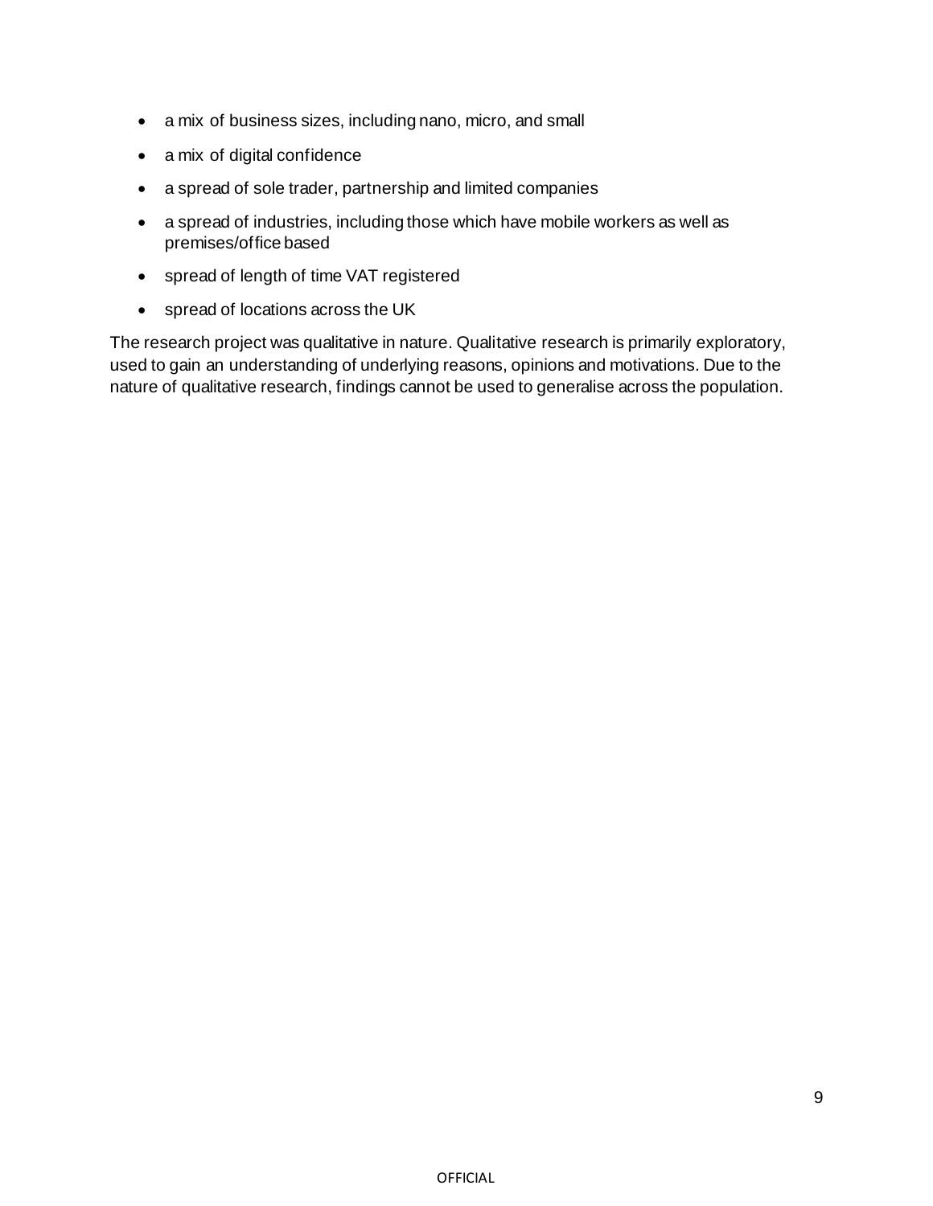- a mix of business sizes, including nano, micro, and small
- a mix of digital confidence
- a spread of sole trader, partnership and limited companies
- a spread of industries, including those which have mobile workers as well as premises/office based
- spread of length of time VAT registered
- spread of locations across the UK

The research project was qualitative in nature. Qualitative research is primarily exploratory, used to gain an understanding of underlying reasons, opinions and motivations. Due to the nature of qualitative research, findings cannot be used to generalise across the population.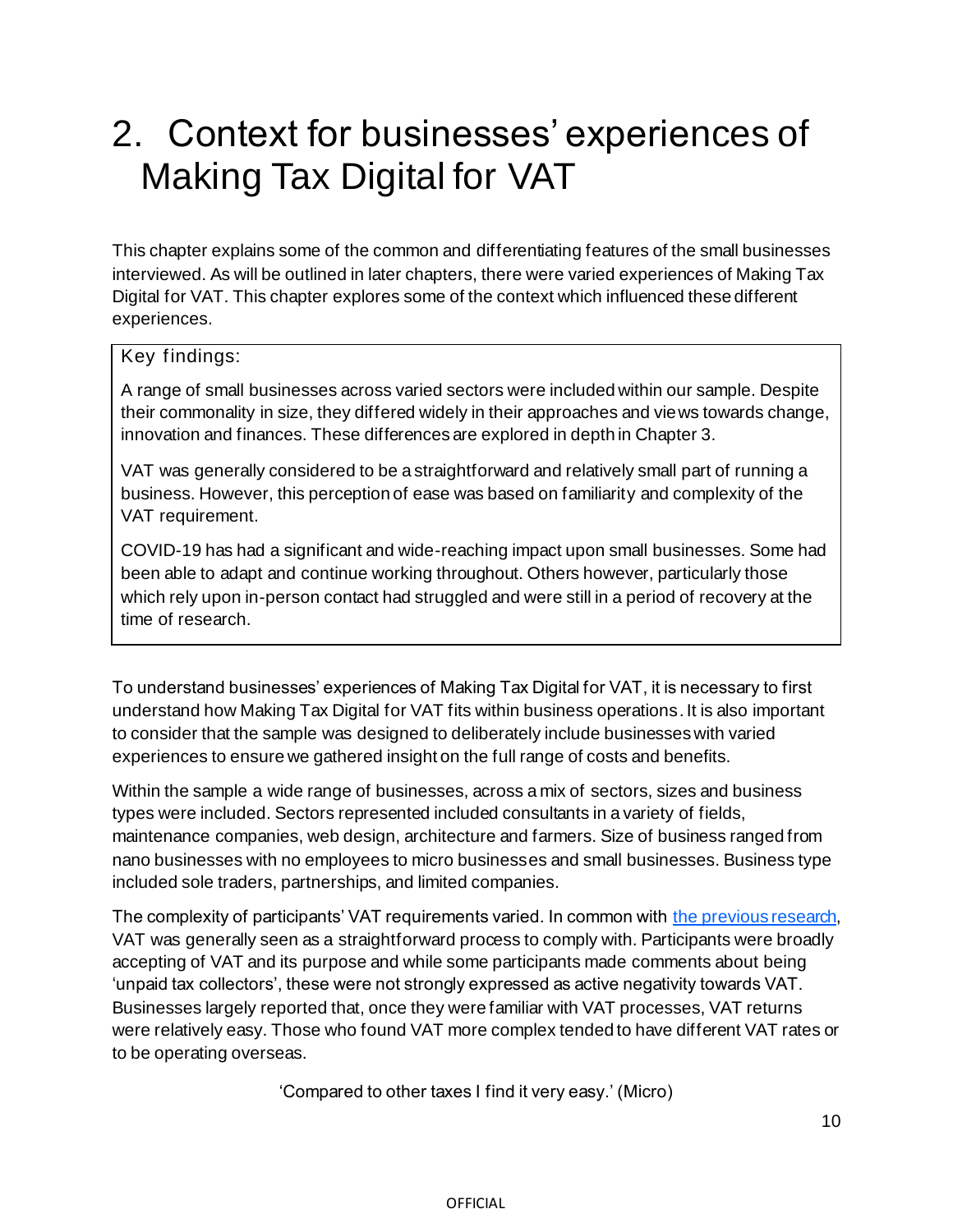# 2. Context for businesses' experiences of Making Tax Digital for VAT

This chapter explains some of the common and differentiating features of the small businesses interviewed. As will be outlined in later chapters, there were varied experiences of Making Tax Digital for VAT. This chapter explores some of the context which influenced these different experiences.

> Key findings:
>
> A range of small businesses across varied sectors were included within our sample. Despite their commonality in size, they differed widely in their approaches and views towards change, innovation and finances. These differences are explored in depth in Chapter 3.
>
> VAT was generally considered to be a straightforward and relatively small part of running a business. However, this perception of ease was based on familiarity and complexity of the VAT requirement.
>
> COVID-19 has had a significant and wide-reaching impact upon small businesses. Some had been able to adapt and continue working throughout. Others however, particularly those which rely upon in-person contact had struggled and were still in a period of recovery at the time of research.

To understand businesses' experiences of Making Tax Digital for VAT, it is necessary to first understand how Making Tax Digital for VAT fits within business operations. It is also important to consider that the sample was designed to deliberately include businesses with varied experiences to ensure we gathered insight on the full range of costs and benefits.

Within the sample a wide range of businesses, across a mix of sectors, sizes and business types were included. Sectors represented included consultants in a variety of fields, maintenance companies, web design, architecture and farmers. Size of business ranged from nano businesses with no employees to micro businesses and small businesses. Business type included sole traders, partnerships, and limited companies.

The complexity of participants' VAT requirements varied. In common with the previous research, VAT was generally seen as a straightforward process to comply with. Participants were broadly accepting of VAT and its purpose and while some participants made comments about being 'unpaid tax collectors', these were not strongly expressed as active negativity towards VAT. Businesses largely reported that, once they were familiar with VAT processes, VAT returns were relatively easy. Those who found VAT more complex tended to have different VAT rates or to be operating overseas.

'Compared to other taxes I find it very easy.' (Micro)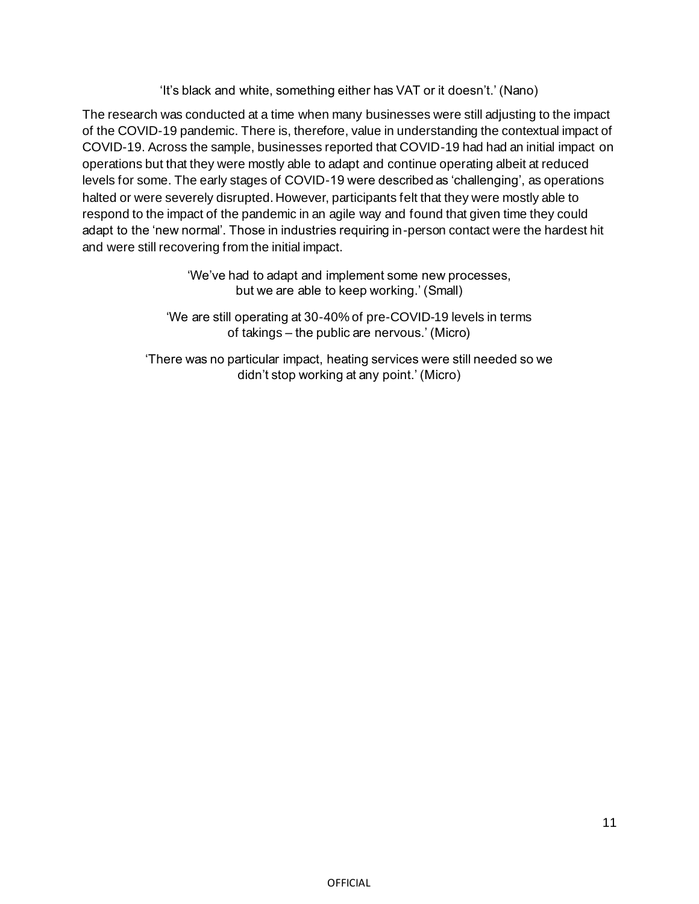'It's black and white, something either has VAT or it doesn't.' (Nano)

The research was conducted at a time when many businesses were still adjusting to the impact of the COVID-19 pandemic. There is, therefore, value in understanding the contextual impact of COVID-19. Across the sample, businesses reported that COVID-19 had had an initial impact on operations but that they were mostly able to adapt and continue operating albeit at reduced levels for some. The early stages of COVID-19 were described as 'challenging', as operations halted or were severely disrupted. However, participants felt that they were mostly able to respond to the impact of the pandemic in an agile way and found that given time they could adapt to the 'new normal'. Those in industries requiring in-person contact were the hardest hit and were still recovering from the initial impact.

'We've had to adapt and implement some new processes, but we are able to keep working.' (Small)

'We are still operating at 30-40% of pre-COVID-19 levels in terms of takings – the public are nervous.' (Micro)

'There was no particular impact, heating services were still needed so we didn't stop working at any point.' (Micro)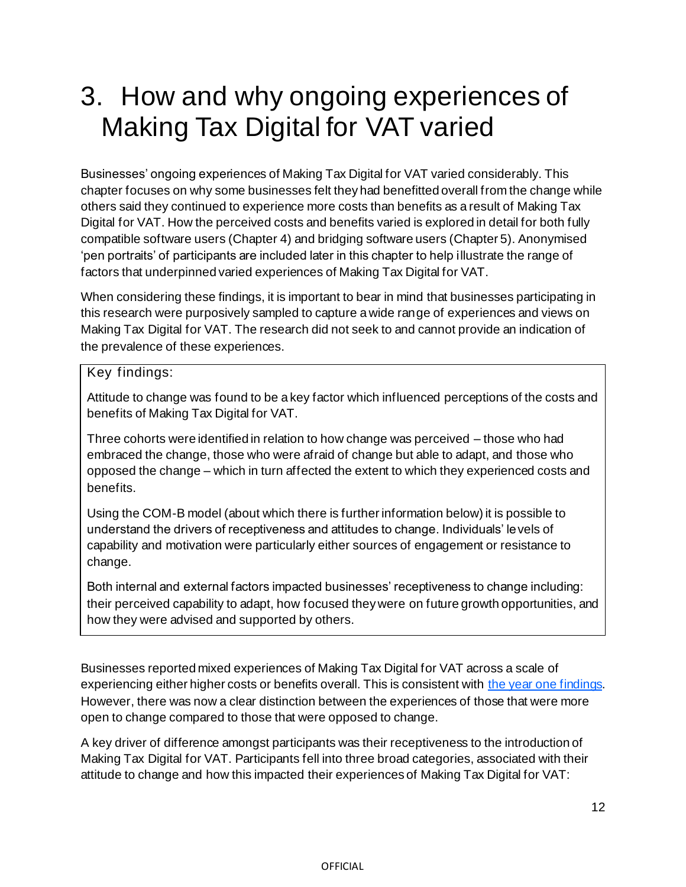# 3. How and why ongoing experiences of Making Tax Digital for VAT varied

Businesses' ongoing experiences of Making Tax Digital for VAT varied considerably. This chapter focuses on why some businesses felt they had benefitted overall from the change while others said they continued to experience more costs than benefits as a result of Making Tax Digital for VAT. How the perceived costs and benefits varied is explored in detail for both fully compatible software users (Chapter 4) and bridging software users (Chapter 5). Anonymised 'pen portraits' of participants are included later in this chapter to help illustrate the range of factors that underpinned varied experiences of Making Tax Digital for VAT.

When considering these findings, it is important to bear in mind that businesses participating in this research were purposively sampled to capture a wide range of experiences and views on Making Tax Digital for VAT. The research did not seek to and cannot provide an indication of the prevalence of these experiences.

> Key findings:
>
> Attitude to change was found to be a key factor which influenced perceptions of the costs and benefits of Making Tax Digital for VAT.
>
> Three cohorts were identified in relation to how change was perceived – those who had embraced the change, those who were afraid of change but able to adapt, and those who opposed the change – which in turn affected the extent to which they experienced costs and benefits.
>
> Using the COM-B model (about which there is further information below) it is possible to understand the drivers of receptiveness and attitudes to change. Individuals' levels of capability and motivation were particularly either sources of engagement or resistance to change.
>
> Both internal and external factors impacted businesses' receptiveness to change including: their perceived capability to adapt, how focused they were on future growth opportunities, and how they were advised and supported by others.

Businesses reported mixed experiences of Making Tax Digital for VAT across a scale of experiencing either higher costs or benefits overall. This is consistent with the year one findings. However, there was now a clear distinction between the experiences of those that were more open to change compared to those that were opposed to change.

A key driver of difference amongst participants was their receptiveness to the introduction of Making Tax Digital for VAT. Participants fell into three broad categories, associated with their attitude to change and how this impacted their experiences of Making Tax Digital for VAT: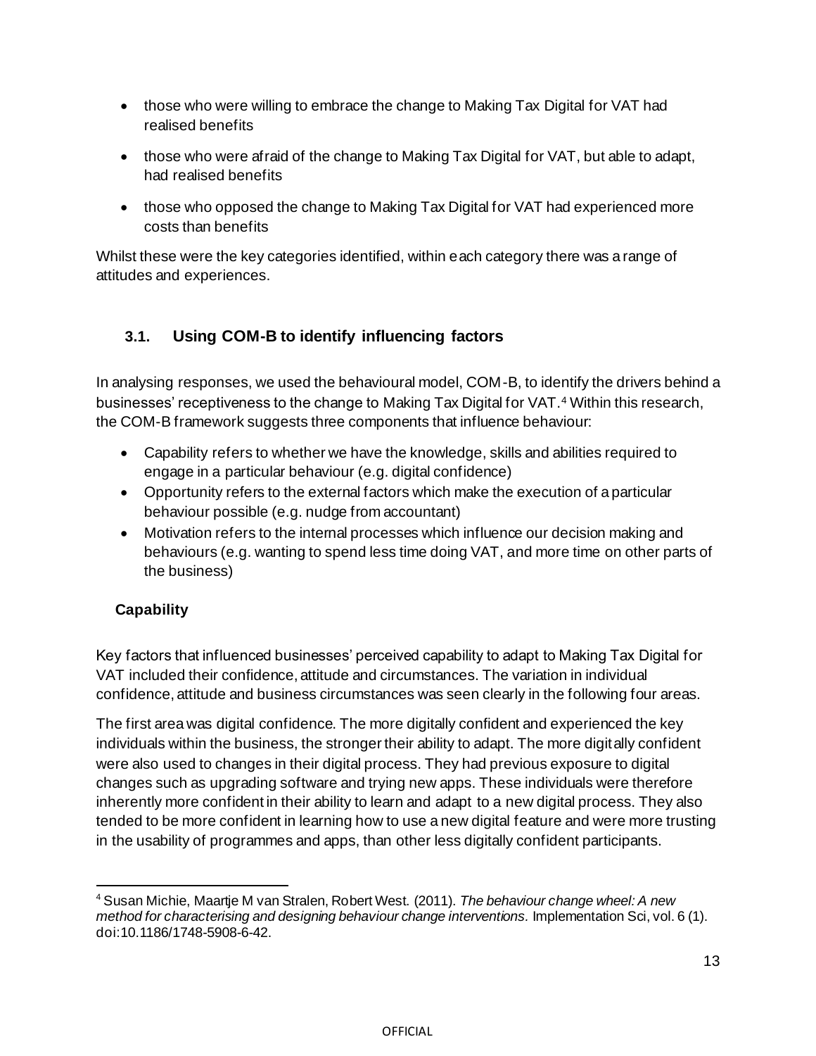- those who were willing to embrace the change to Making Tax Digital for VAT had realised benefits
- those who were afraid of the change to Making Tax Digital for VAT, but able to adapt, had realised benefits
- those who opposed the change to Making Tax Digital for VAT had experienced more costs than benefits

Whilst these were the key categories identified, within each category there was a range of attitudes and experiences.

## 3.1. Using COM-B to identify influencing factors

In analysing responses, we used the behavioural model, COM-B, to identify the drivers behind a businesses' receptiveness to the change to Making Tax Digital for VAT.[4] Within this research, the COM-B framework suggests three components that influence behaviour:

- Capability refers to whether we have the knowledge, skills and abilities required to engage in a particular behaviour (e.g. digital confidence)
- Opportunity refers to the external factors which make the execution of a particular behaviour possible (e.g. nudge from accountant)
- Motivation refers to the internal processes which influence our decision making and behaviours (e.g. wanting to spend less time doing VAT, and more time on other parts of the business)

### Capability

Key factors that influenced businesses' perceived capability to adapt to Making Tax Digital for VAT included their confidence, attitude and circumstances. The variation in individual confidence, attitude and business circumstances was seen clearly in the following four areas.

The first area was digital confidence. The more digitally confident and experienced the key individuals within the business, the stronger their ability to adapt. The more digitally confident were also used to changes in their digital process. They had previous exposure to digital changes such as upgrading software and trying new apps. These individuals were therefore inherently more confident in their ability to learn and adapt to a new digital process. They also tended to be more confident in learning how to use a new digital feature and were more trusting in the usability of programmes and apps, than other less digitally confident participants.

[4] Susan Michie, Maartje M van Stralen, Robert West. (2011). *The behaviour change wheel: A new method for characterising and designing behaviour change interventions.* Implementation Sci, vol. 6 (1). doi:10.1186/1748-5908-6-42.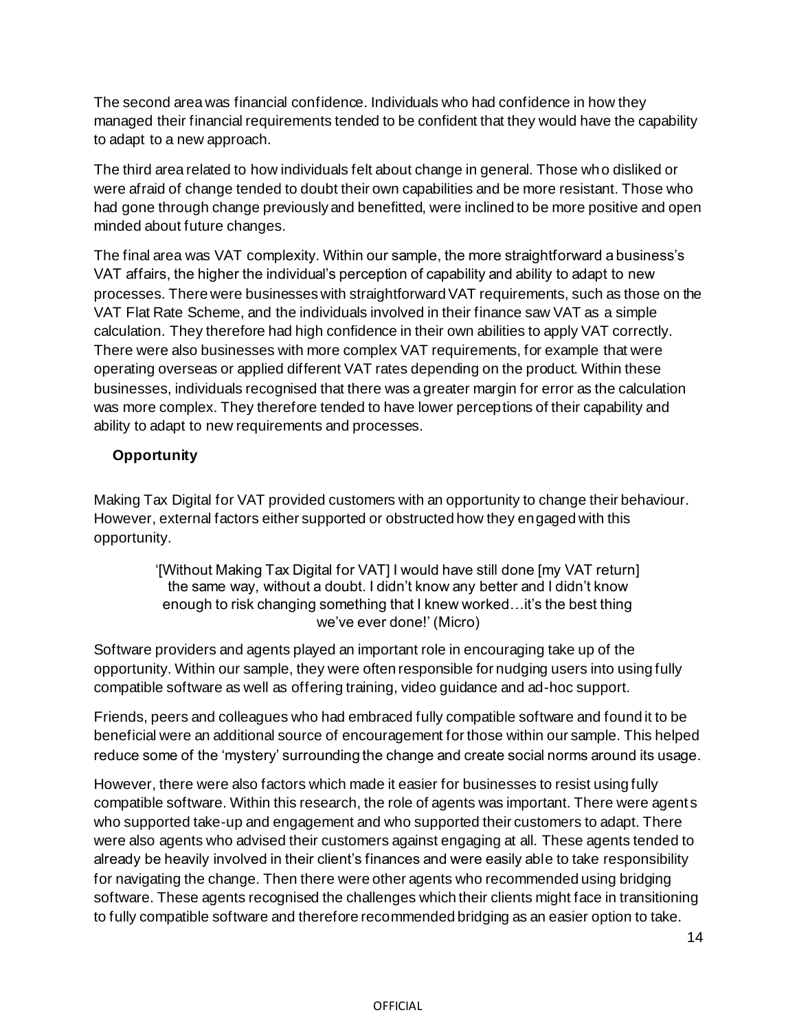The second area was financial confidence. Individuals who had confidence in how they managed their financial requirements tended to be confident that they would have the capability to adapt to a new approach.

The third area related to how individuals felt about change in general. Those who disliked or were afraid of change tended to doubt their own capabilities and be more resistant. Those who had gone through change previously and benefitted, were inclined to be more positive and open minded about future changes.

The final area was VAT complexity. Within our sample, the more straightforward a business's VAT affairs, the higher the individual's perception of capability and ability to adapt to new processes. There were businesses with straightforward VAT requirements, such as those on the VAT Flat Rate Scheme, and the individuals involved in their finance saw VAT as a simple calculation. They therefore had high confidence in their own abilities to apply VAT correctly. There were also businesses with more complex VAT requirements, for example that were operating overseas or applied different VAT rates depending on the product. Within these businesses, individuals recognised that there was a greater margin for error as the calculation was more complex. They therefore tended to have lower perceptions of their capability and ability to adapt to new requirements and processes.

### Opportunity

Making Tax Digital for VAT provided customers with an opportunity to change their behaviour. However, external factors either supported or obstructed how they engaged with this opportunity.

> '[Without Making Tax Digital for VAT] I would have still done [my VAT return] the same way, without a doubt. I didn't know any better and I didn't know enough to risk changing something that I knew worked…it's the best thing we've ever done!' (Micro)

Software providers and agents played an important role in encouraging take up of the opportunity. Within our sample, they were often responsible for nudging users into using fully compatible software as well as offering training, video guidance and ad-hoc support.

Friends, peers and colleagues who had embraced fully compatible software and found it to be beneficial were an additional source of encouragement for those within our sample. This helped reduce some of the 'mystery' surrounding the change and create social norms around its usage.

However, there were also factors which made it easier for businesses to resist using fully compatible software. Within this research, the role of agents was important. There were agents who supported take-up and engagement and who supported their customers to adapt. There were also agents who advised their customers against engaging at all. These agents tended to already be heavily involved in their client's finances and were easily able to take responsibility for navigating the change. Then there were other agents who recommended using bridging software. These agents recognised the challenges which their clients might face in transitioning to fully compatible software and therefore recommended bridging as an easier option to take.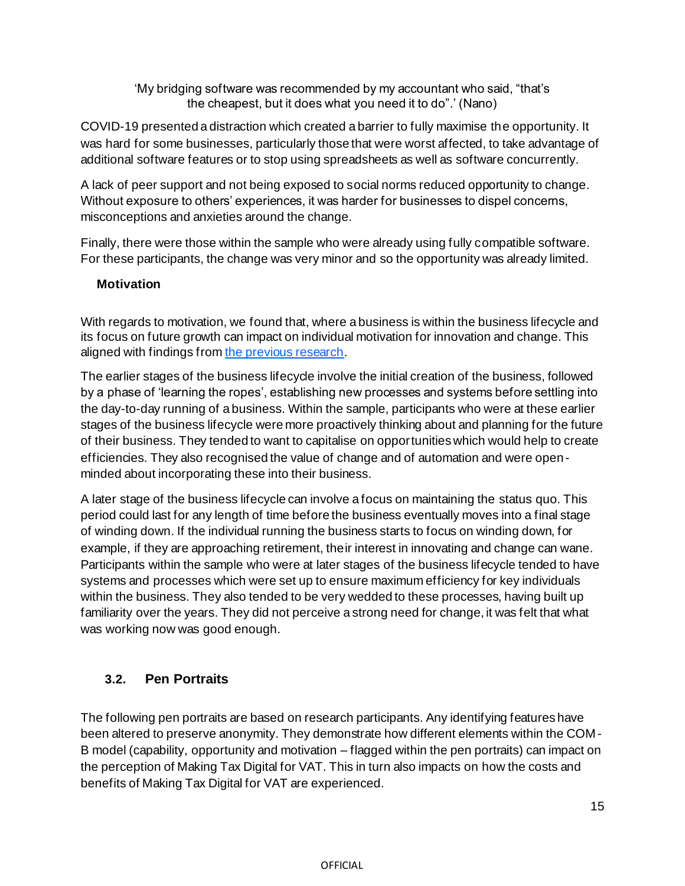'My bridging software was recommended by my accountant who said, "that's the cheapest, but it does what you need it to do".' (Nano)

COVID-19 presented a distraction which created a barrier to fully maximise the opportunity. It was hard for some businesses, particularly those that were worst affected, to take advantage of additional software features or to stop using spreadsheets as well as software concurrently.

A lack of peer support and not being exposed to social norms reduced opportunity to change. Without exposure to others' experiences, it was harder for businesses to dispel concerns, misconceptions and anxieties around the change.

Finally, there were those within the sample who were already using fully compatible software. For these participants, the change was very minor and so the opportunity was already limited.

#### Motivation

With regards to motivation, we found that, where a business is within the business lifecycle and its focus on future growth can impact on individual motivation for innovation and change. This aligned with findings from the previous research.

The earlier stages of the business lifecycle involve the initial creation of the business, followed by a phase of 'learning the ropes', establishing new processes and systems before settling into the day-to-day running of a business. Within the sample, participants who were at these earlier stages of the business lifecycle were more proactively thinking about and planning for the future of their business. They tended to want to capitalise on opportunities which would help to create efficiencies. They also recognised the value of change and of automation and were open-minded about incorporating these into their business.

A later stage of the business lifecycle can involve a focus on maintaining the status quo. This period could last for any length of time before the business eventually moves into a final stage of winding down. If the individual running the business starts to focus on winding down, for example, if they are approaching retirement, their interest in innovating and change can wane. Participants within the sample who were at later stages of the business lifecycle tended to have systems and processes which were set up to ensure maximum efficiency for key individuals within the business. They also tended to be very wedded to these processes, having built up familiarity over the years. They did not perceive a strong need for change, it was felt that what was working now was good enough.

## 3.2. Pen Portraits

The following pen portraits are based on research participants. Any identifying features have been altered to preserve anonymity. They demonstrate how different elements within the COM-B model (capability, opportunity and motivation – flagged within the pen portraits) can impact on the perception of Making Tax Digital for VAT. This in turn also impacts on how the costs and benefits of Making Tax Digital for VAT are experienced.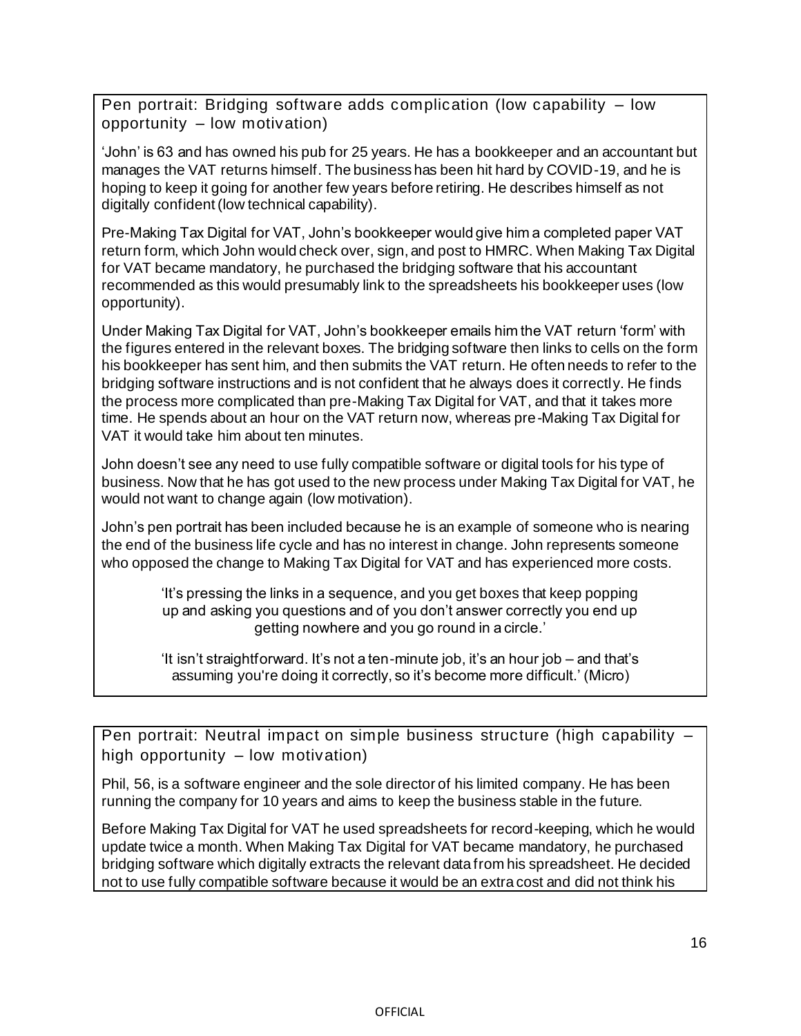### Pen portrait: Bridging software adds complication (low capability – low opportunity – low motivation)

'John' is 63 and has owned his pub for 25 years. He has a bookkeeper and an accountant but manages the VAT returns himself. The business has been hit hard by COVID-19, and he is hoping to keep it going for another few years before retiring. He describes himself as not digitally confident (low technical capability).

Pre-Making Tax Digital for VAT, John's bookkeeper would give him a completed paper VAT return form, which John would check over, sign, and post to HMRC. When Making Tax Digital for VAT became mandatory, he purchased the bridging software that his accountant recommended as this would presumably link to the spreadsheets his bookkeeper uses (low opportunity).

Under Making Tax Digital for VAT, John's bookkeeper emails him the VAT return 'form' with the figures entered in the relevant boxes. The bridging software then links to cells on the form his bookkeeper has sent him, and then submits the VAT return. He often needs to refer to the bridging software instructions and is not confident that he always does it correctly. He finds the process more complicated than pre-Making Tax Digital for VAT, and that it takes more time. He spends about an hour on the VAT return now, whereas pre-Making Tax Digital for VAT it would take him about ten minutes.

John doesn't see any need to use fully compatible software or digital tools for his type of business. Now that he has got used to the new process under Making Tax Digital for VAT, he would not want to change again (low motivation).

John's pen portrait has been included because he is an example of someone who is nearing the end of the business life cycle and has no interest in change. John represents someone who opposed the change to Making Tax Digital for VAT and has experienced more costs.

> 'It's pressing the links in a sequence, and you get boxes that keep popping up and asking you questions and of you don't answer correctly you end up getting nowhere and you go round in a circle.'
>
> 'It isn't straightforward. It's not a ten-minute job, it's an hour job – and that's assuming you're doing it correctly, so it's become more difficult.' (Micro)

### Pen portrait: Neutral impact on simple business structure (high capability – high opportunity – low motivation)

Phil, 56, is a software engineer and the sole director of his limited company. He has been running the company for 10 years and aims to keep the business stable in the future.

Before Making Tax Digital for VAT he used spreadsheets for record-keeping, which he would update twice a month. When Making Tax Digital for VAT became mandatory, he purchased bridging software which digitally extracts the relevant data from his spreadsheet. He decided not to use fully compatible software because it would be an extra cost and did not think his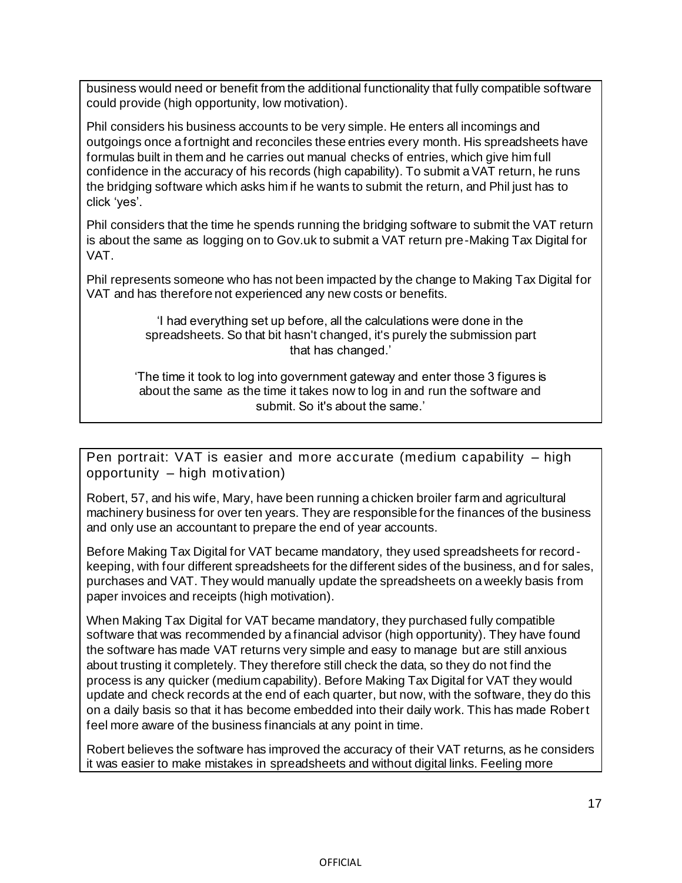business would need or benefit from the additional functionality that fully compatible software could provide (high opportunity, low motivation).

Phil considers his business accounts to be very simple. He enters all incomings and outgoings once a fortnight and reconciles these entries every month. His spreadsheets have formulas built in them and he carries out manual checks of entries, which give him full confidence in the accuracy of his records (high capability). To submit a VAT return, he runs the bridging software which asks him if he wants to submit the return, and Phil just has to click 'yes'.

Phil considers that the time he spends running the bridging software to submit the VAT return is about the same as logging on to Gov.uk to submit a VAT return pre-Making Tax Digital for VAT.

Phil represents someone who has not been impacted by the change to Making Tax Digital for VAT and has therefore not experienced any new costs or benefits.

> 'I had everything set up before, all the calculations were done in the spreadsheets. So that bit hasn't changed, it's purely the submission part that has changed.'

> 'The time it took to log into government gateway and enter those 3 figures is about the same as the time it takes now to log in and run the software and submit. So it's about the same.'

### Pen portrait: VAT is easier and more accurate (medium capability – high opportunity – high motivation)

Robert, 57, and his wife, Mary, have been running a chicken broiler farm and agricultural machinery business for over ten years. They are responsible for the finances of the business and only use an accountant to prepare the end of year accounts.

Before Making Tax Digital for VAT became mandatory, they used spreadsheets for record-keeping, with four different spreadsheets for the different sides of the business, and for sales, purchases and VAT. They would manually update the spreadsheets on a weekly basis from paper invoices and receipts (high motivation).

When Making Tax Digital for VAT became mandatory, they purchased fully compatible software that was recommended by a financial advisor (high opportunity). They have found the software has made VAT returns very simple and easy to manage but are still anxious about trusting it completely. They therefore still check the data, so they do not find the process is any quicker (medium capability). Before Making Tax Digital for VAT they would update and check records at the end of each quarter, but now, with the software, they do this on a daily basis so that it has become embedded into their daily work. This has made Robert feel more aware of the business financials at any point in time.

Robert believes the software has improved the accuracy of their VAT returns, as he considers it was easier to make mistakes in spreadsheets and without digital links. Feeling more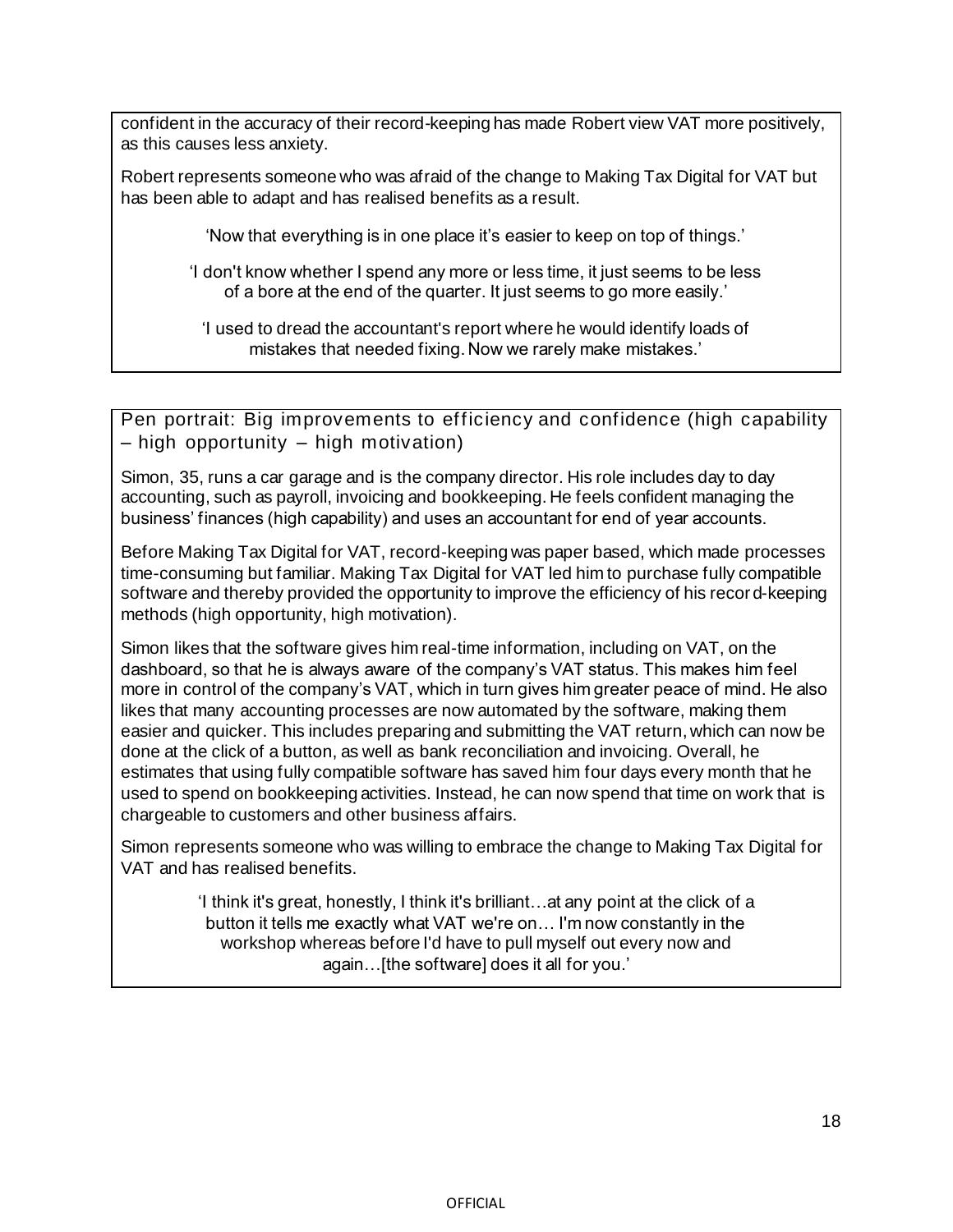confident in the accuracy of their record-keeping has made Robert view VAT more positively, as this causes less anxiety.

Robert represents someone who was afraid of the change to Making Tax Digital for VAT but has been able to adapt and has realised benefits as a result.

> 'Now that everything is in one place it's easier to keep on top of things.'
>
> 'I don't know whether I spend any more or less time, it just seems to be less of a bore at the end of the quarter. It just seems to go more easily.'
>
> 'I used to dread the accountant's report where he would identify loads of mistakes that needed fixing. Now we rarely make mistakes.'

### Pen portrait: Big improvements to efficiency and confidence (high capability – high opportunity – high motivation)

Simon, 35, runs a car garage and is the company director. His role includes day to day accounting, such as payroll, invoicing and bookkeeping. He feels confident managing the business' finances (high capability) and uses an accountant for end of year accounts.

Before Making Tax Digital for VAT, record-keeping was paper based, which made processes time-consuming but familiar. Making Tax Digital for VAT led him to purchase fully compatible software and thereby provided the opportunity to improve the efficiency of his record-keeping methods (high opportunity, high motivation).

Simon likes that the software gives him real-time information, including on VAT, on the dashboard, so that he is always aware of the company's VAT status. This makes him feel more in control of the company's VAT, which in turn gives him greater peace of mind. He also likes that many accounting processes are now automated by the software, making them easier and quicker. This includes preparing and submitting the VAT return, which can now be done at the click of a button, as well as bank reconciliation and invoicing. Overall, he estimates that using fully compatible software has saved him four days every month that he used to spend on bookkeeping activities. Instead, he can now spend that time on work that is chargeable to customers and other business affairs.

Simon represents someone who was willing to embrace the change to Making Tax Digital for VAT and has realised benefits.

> 'I think it's great, honestly, I think it's brilliant…at any point at the click of a button it tells me exactly what VAT we're on… I'm now constantly in the workshop whereas before I'd have to pull myself out every now and again…[the software] does it all for you.'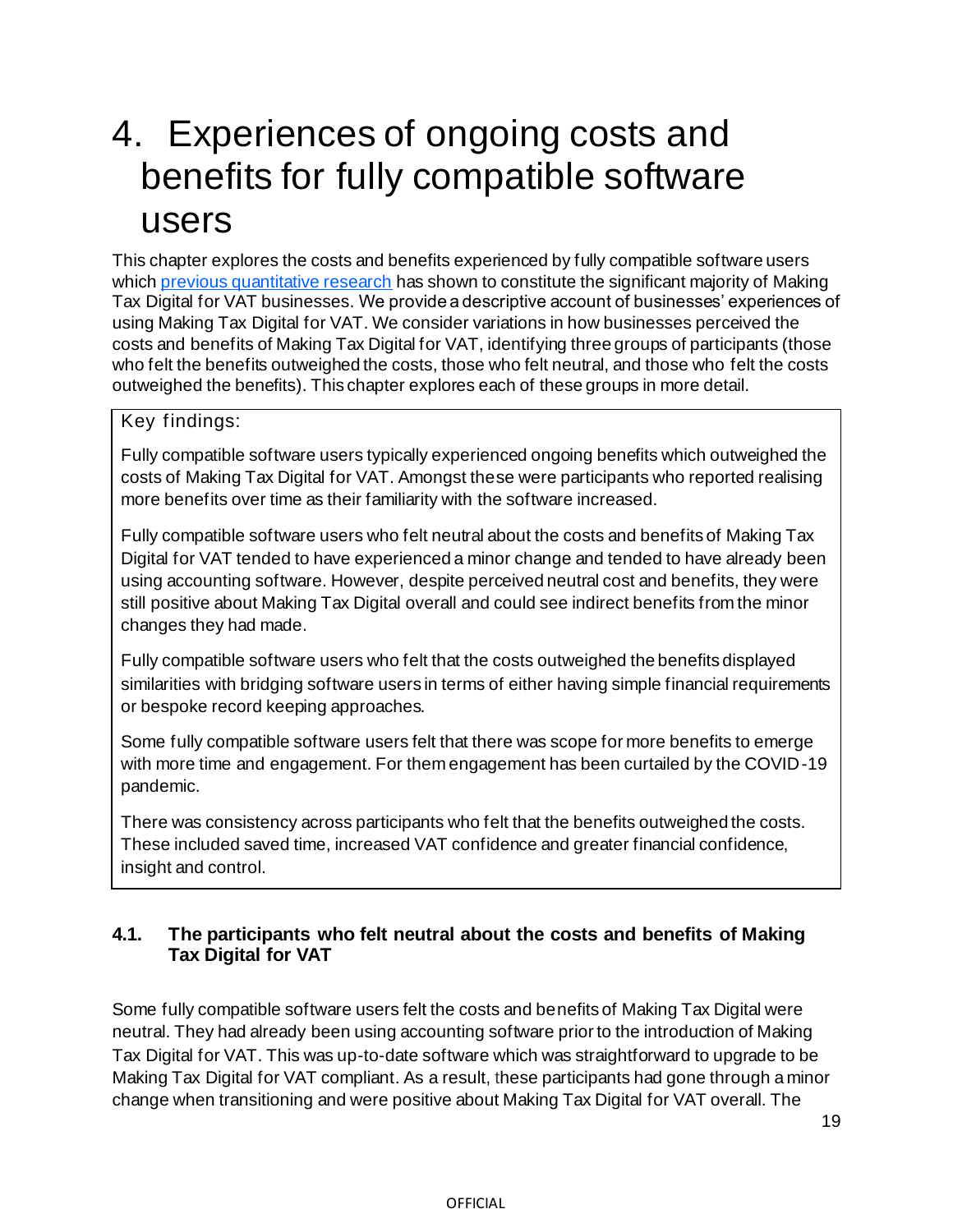# 4. Experiences of ongoing costs and benefits for fully compatible software users

This chapter explores the costs and benefits experienced by fully compatible software users which [previous quantitative research](#) has shown to constitute the significant majority of Making Tax Digital for VAT businesses. We provide a descriptive account of businesses' experiences of using Making Tax Digital for VAT. We consider variations in how businesses perceived the costs and benefits of Making Tax Digital for VAT, identifying three groups of participants (those who felt the benefits outweighed the costs, those who felt neutral, and those who felt the costs outweighed the benefits). This chapter explores each of these groups in more detail.

> Key findings:
>
> Fully compatible software users typically experienced ongoing benefits which outweighed the costs of Making Tax Digital for VAT. Amongst these were participants who reported realising more benefits over time as their familiarity with the software increased.
>
> Fully compatible software users who felt neutral about the costs and benefits of Making Tax Digital for VAT tended to have experienced a minor change and tended to have already been using accounting software. However, despite perceived neutral cost and benefits, they were still positive about Making Tax Digital overall and could see indirect benefits from the minor changes they had made.
>
> Fully compatible software users who felt that the costs outweighed the benefits displayed similarities with bridging software users in terms of either having simple financial requirements or bespoke record keeping approaches.
>
> Some fully compatible software users felt that there was scope for more benefits to emerge with more time and engagement. For them engagement has been curtailed by the COVID-19 pandemic.
>
> There was consistency across participants who felt that the benefits outweighed the costs. These included saved time, increased VAT confidence and greater financial confidence, insight and control.

## 4.1. The participants who felt neutral about the costs and benefits of Making Tax Digital for VAT

Some fully compatible software users felt the costs and benefits of Making Tax Digital were neutral. They had already been using accounting software prior to the introduction of Making Tax Digital for VAT. This was up-to-date software which was straightforward to upgrade to be Making Tax Digital for VAT compliant. As a result, these participants had gone through a minor change when transitioning and were positive about Making Tax Digital for VAT overall. The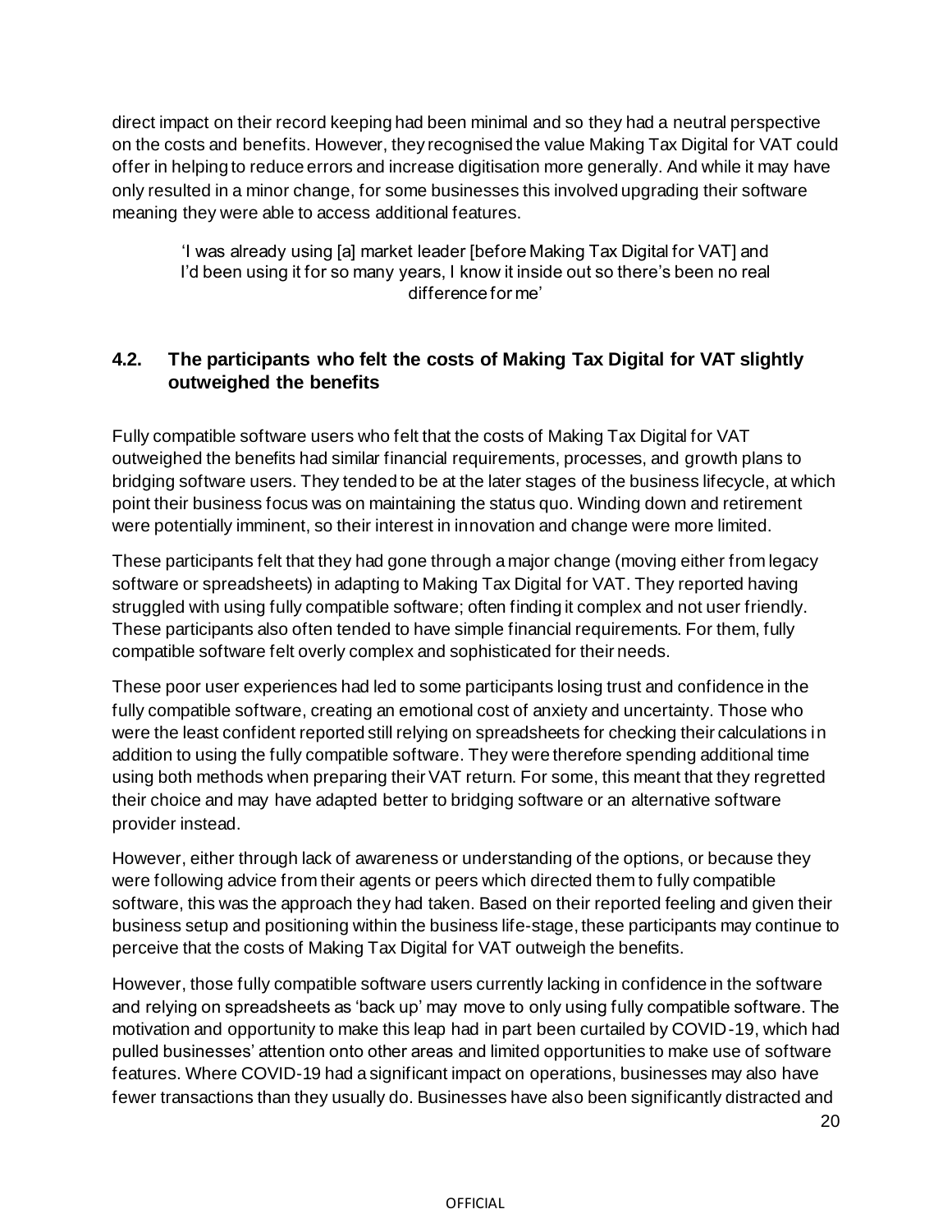direct impact on their record keeping had been minimal and so they had a neutral perspective on the costs and benefits. However, they recognised the value Making Tax Digital for VAT could offer in helping to reduce errors and increase digitisation more generally. And while it may have only resulted in a minor change, for some businesses this involved upgrading their software meaning they were able to access additional features.

> 'I was already using [a] market leader [before Making Tax Digital for VAT] and I'd been using it for so many years, I know it inside out so there's been no real difference for me'

## 4.2. The participants who felt the costs of Making Tax Digital for VAT slightly outweighed the benefits

Fully compatible software users who felt that the costs of Making Tax Digital for VAT outweighed the benefits had similar financial requirements, processes, and growth plans to bridging software users. They tended to be at the later stages of the business lifecycle, at which point their business focus was on maintaining the status quo. Winding down and retirement were potentially imminent, so their interest in innovation and change were more limited.

These participants felt that they had gone through a major change (moving either from legacy software or spreadsheets) in adapting to Making Tax Digital for VAT. They reported having struggled with using fully compatible software; often finding it complex and not user friendly. These participants also often tended to have simple financial requirements. For them, fully compatible software felt overly complex and sophisticated for their needs.

These poor user experiences had led to some participants losing trust and confidence in the fully compatible software, creating an emotional cost of anxiety and uncertainty. Those who were the least confident reported still relying on spreadsheets for checking their calculations in addition to using the fully compatible software. They were therefore spending additional time using both methods when preparing their VAT return. For some, this meant that they regretted their choice and may have adapted better to bridging software or an alternative software provider instead.

However, either through lack of awareness or understanding of the options, or because they were following advice from their agents or peers which directed them to fully compatible software, this was the approach they had taken. Based on their reported feeling and given their business setup and positioning within the business life-stage, these participants may continue to perceive that the costs of Making Tax Digital for VAT outweigh the benefits.

However, those fully compatible software users currently lacking in confidence in the software and relying on spreadsheets as 'back up' may move to only using fully compatible software. The motivation and opportunity to make this leap had in part been curtailed by COVID-19, which had pulled businesses' attention onto other areas and limited opportunities to make use of software features. Where COVID-19 had a significant impact on operations, businesses may also have fewer transactions than they usually do. Businesses have also been significantly distracted and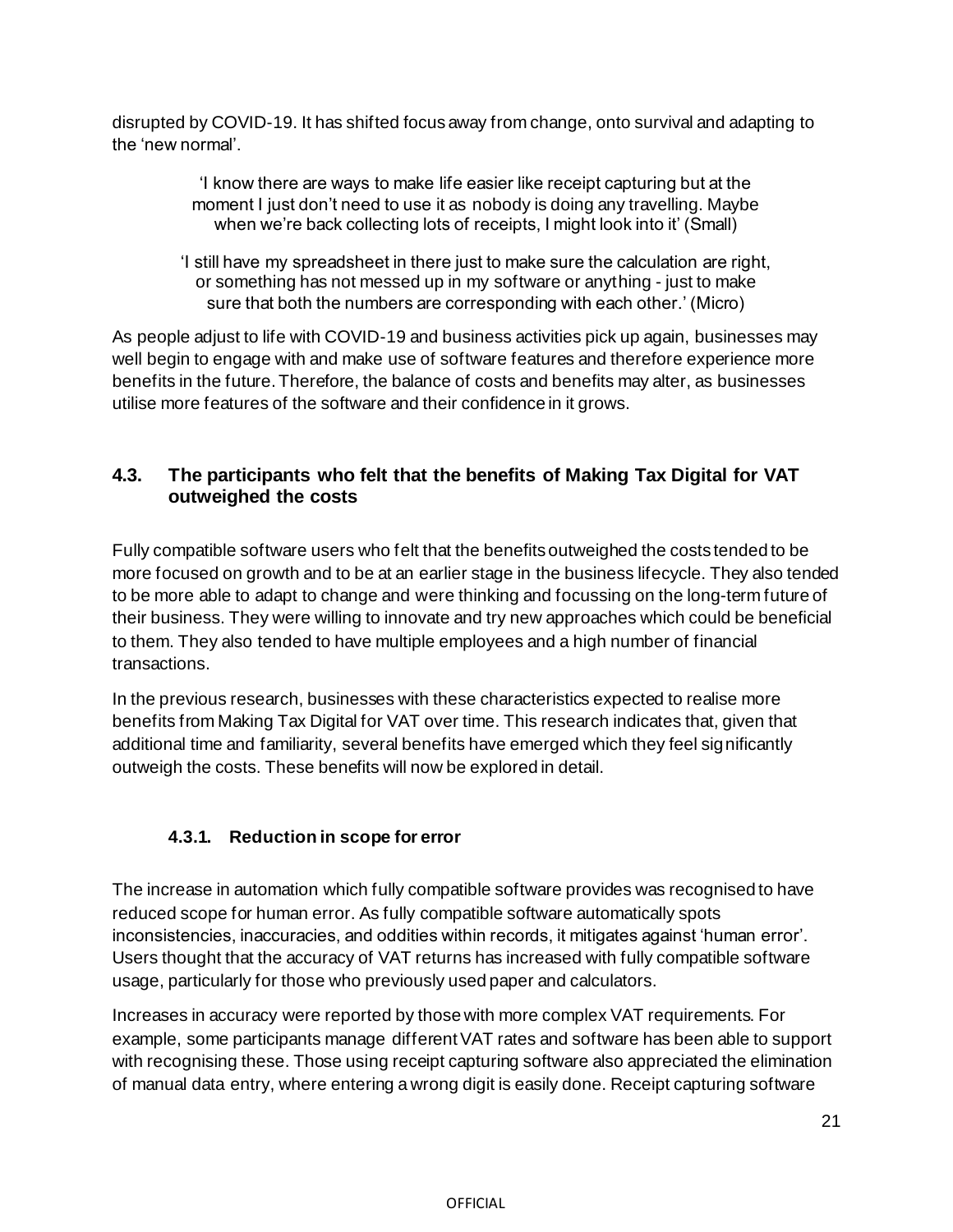disrupted by COVID-19. It has shifted focus away from change, onto survival and adapting to the 'new normal'.

> 'I know there are ways to make life easier like receipt capturing but at the moment I just don't need to use it as nobody is doing any travelling. Maybe when we're back collecting lots of receipts, I might look into it' (Small)

> 'I still have my spreadsheet in there just to make sure the calculation are right, or something has not messed up in my software or anything - just to make sure that both the numbers are corresponding with each other.' (Micro)

As people adjust to life with COVID-19 and business activities pick up again, businesses may well begin to engage with and make use of software features and therefore experience more benefits in the future. Therefore, the balance of costs and benefits may alter, as businesses utilise more features of the software and their confidence in it grows.

## 4.3. The participants who felt that the benefits of Making Tax Digital for VAT outweighed the costs

Fully compatible software users who felt that the benefits outweighed the costs tended to be more focused on growth and to be at an earlier stage in the business lifecycle. They also tended to be more able to adapt to change and were thinking and focussing on the long-term future of their business. They were willing to innovate and try new approaches which could be beneficial to them. They also tended to have multiple employees and a high number of financial transactions.

In the previous research, businesses with these characteristics expected to realise more benefits from Making Tax Digital for VAT over time. This research indicates that, given that additional time and familiarity, several benefits have emerged which they feel significantly outweigh the costs. These benefits will now be explored in detail.

### 4.3.1. Reduction in scope for error

The increase in automation which fully compatible software provides was recognised to have reduced scope for human error. As fully compatible software automatically spots inconsistencies, inaccuracies, and oddities within records, it mitigates against 'human error'. Users thought that the accuracy of VAT returns has increased with fully compatible software usage, particularly for those who previously used paper and calculators.

Increases in accuracy were reported by those with more complex VAT requirements. For example, some participants manage different VAT rates and software has been able to support with recognising these. Those using receipt capturing software also appreciated the elimination of manual data entry, where entering a wrong digit is easily done. Receipt capturing software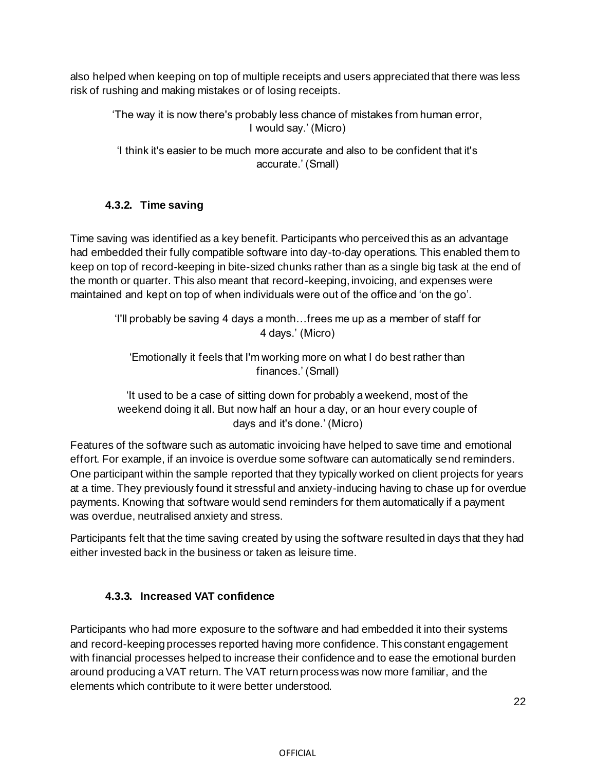also helped when keeping on top of multiple receipts and users appreciated that there was less risk of rushing and making mistakes or of losing receipts.

> 'The way it is now there's probably less chance of mistakes from human error, I would say.' (Micro)

> 'I think it's easier to be much more accurate and also to be confident that it's accurate.' (Small)

### 4.3.2. Time saving

Time saving was identified as a key benefit. Participants who perceived this as an advantage had embedded their fully compatible software into day-to-day operations. This enabled them to keep on top of record-keeping in bite-sized chunks rather than as a single big task at the end of the month or quarter. This also meant that record-keeping, invoicing, and expenses were maintained and kept on top of when individuals were out of the office and 'on the go'.

> 'I'll probably be saving 4 days a month…frees me up as a member of staff for 4 days.' (Micro)

> 'Emotionally it feels that I'm working more on what I do best rather than finances.' (Small)

> 'It used to be a case of sitting down for probably a weekend, most of the weekend doing it all. But now half an hour a day, or an hour every couple of days and it's done.' (Micro)

Features of the software such as automatic invoicing have helped to save time and emotional effort. For example, if an invoice is overdue some software can automatically send reminders. One participant within the sample reported that they typically worked on client projects for years at a time. They previously found it stressful and anxiety-inducing having to chase up for overdue payments. Knowing that software would send reminders for them automatically if a payment was overdue, neutralised anxiety and stress.

Participants felt that the time saving created by using the software resulted in days that they had either invested back in the business or taken as leisure time.

### 4.3.3. Increased VAT confidence

Participants who had more exposure to the software and had embedded it into their systems and record-keeping processes reported having more confidence. This constant engagement with financial processes helped to increase their confidence and to ease the emotional burden around producing a VAT return. The VAT return process was now more familiar, and the elements which contribute to it were better understood.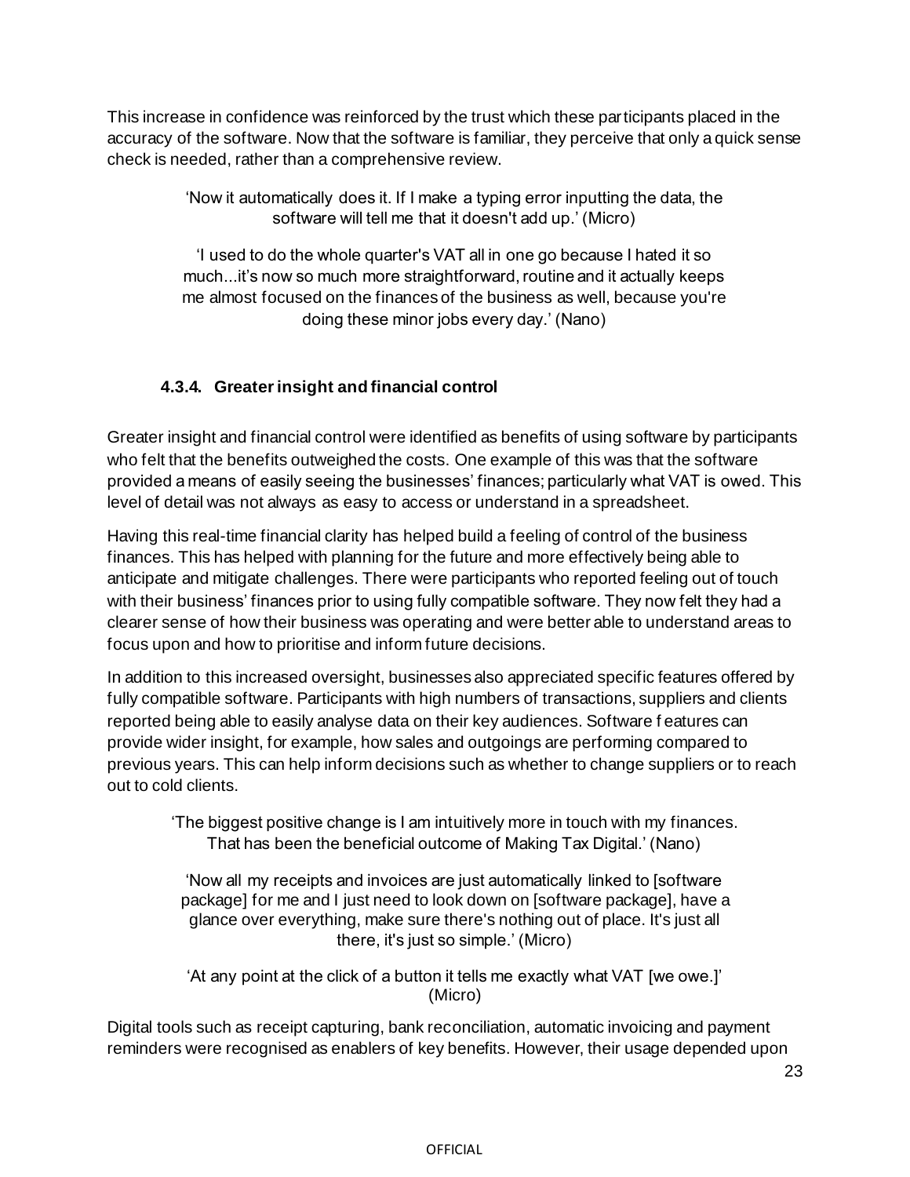This increase in confidence was reinforced by the trust which these participants placed in the accuracy of the software. Now that the software is familiar, they perceive that only a quick sense check is needed, rather than a comprehensive review.

> 'Now it automatically does it. If I make a typing error inputting the data, the software will tell me that it doesn't add up.' (Micro)

> 'I used to do the whole quarter's VAT all in one go because I hated it so much...it's now so much more straightforward, routine and it actually keeps me almost focused on the finances of the business as well, because you're doing these minor jobs every day.' (Nano)

#### 4.3.4. Greater insight and financial control

Greater insight and financial control were identified as benefits of using software by participants who felt that the benefits outweighed the costs. One example of this was that the software provided a means of easily seeing the businesses' finances; particularly what VAT is owed. This level of detail was not always as easy to access or understand in a spreadsheet.

Having this real-time financial clarity has helped build a feeling of control of the business finances. This has helped with planning for the future and more effectively being able to anticipate and mitigate challenges. There were participants who reported feeling out of touch with their business' finances prior to using fully compatible software. They now felt they had a clearer sense of how their business was operating and were better able to understand areas to focus upon and how to prioritise and inform future decisions.

In addition to this increased oversight, businesses also appreciated specific features offered by fully compatible software. Participants with high numbers of transactions, suppliers and clients reported being able to easily analyse data on their key audiences. Software features can provide wider insight, for example, how sales and outgoings are performing compared to previous years. This can help inform decisions such as whether to change suppliers or to reach out to cold clients.

> 'The biggest positive change is I am intuitively more in touch with my finances. That has been the beneficial outcome of Making Tax Digital.' (Nano)

> 'Now all my receipts and invoices are just automatically linked to [software package] for me and I just need to look down on [software package], have a glance over everything, make sure there's nothing out of place. It's just all there, it's just so simple.' (Micro)

> 'At any point at the click of a button it tells me exactly what VAT [we owe.]' (Micro)

Digital tools such as receipt capturing, bank reconciliation, automatic invoicing and payment reminders were recognised as enablers of key benefits. However, their usage depended upon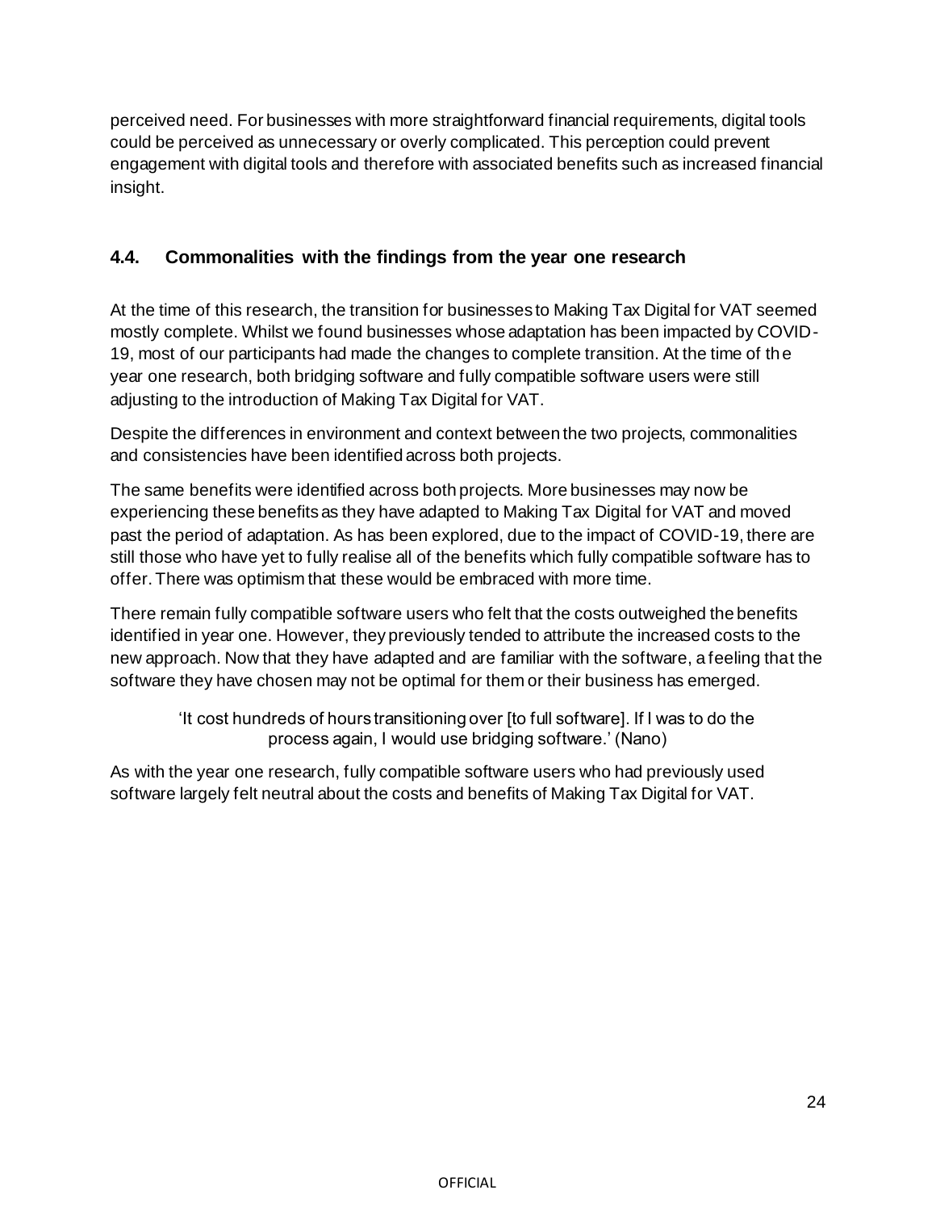perceived need. For businesses with more straightforward financial requirements, digital tools could be perceived as unnecessary or overly complicated. This perception could prevent engagement with digital tools and therefore with associated benefits such as increased financial insight.

### 4.4. Commonalities with the findings from the year one research

At the time of this research, the transition for businesses to Making Tax Digital for VAT seemed mostly complete. Whilst we found businesses whose adaptation has been impacted by COVID-19, most of our participants had made the changes to complete transition. At the time of the year one research, both bridging software and fully compatible software users were still adjusting to the introduction of Making Tax Digital for VAT.

Despite the differences in environment and context between the two projects, commonalities and consistencies have been identified across both projects.

The same benefits were identified across both projects. More businesses may now be experiencing these benefits as they have adapted to Making Tax Digital for VAT and moved past the period of adaptation. As has been explored, due to the impact of COVID-19, there are still those who have yet to fully realise all of the benefits which fully compatible software has to offer. There was optimism that these would be embraced with more time.

There remain fully compatible software users who felt that the costs outweighed the benefits identified in year one. However, they previously tended to attribute the increased costs to the new approach. Now that they have adapted and are familiar with the software, a feeling that the software they have chosen may not be optimal for them or their business has emerged.

> 'It cost hundreds of hours transitioning over [to full software]. If I was to do the process again, I would use bridging software.' (Nano)

As with the year one research, fully compatible software users who had previously used software largely felt neutral about the costs and benefits of Making Tax Digital for VAT.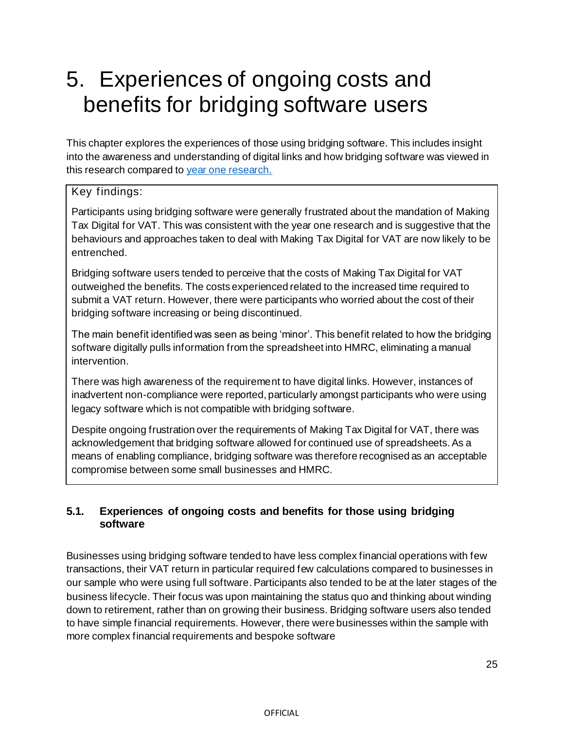# 5. Experiences of ongoing costs and benefits for bridging software users

This chapter explores the experiences of those using bridging software. This includes insight into the awareness and understanding of digital links and how bridging software was viewed in this research compared to [year one research.](#)

> Key findings:
>
> Participants using bridging software were generally frustrated about the mandation of Making Tax Digital for VAT. This was consistent with the year one research and is suggestive that the behaviours and approaches taken to deal with Making Tax Digital for VAT are now likely to be entrenched.
>
> Bridging software users tended to perceive that the costs of Making Tax Digital for VAT outweighed the benefits. The costs experienced related to the increased time required to submit a VAT return. However, there were participants who worried about the cost of their bridging software increasing or being discontinued.
>
> The main benefit identified was seen as being 'minor'. This benefit related to how the bridging software digitally pulls information from the spreadsheet into HMRC, eliminating a manual intervention.
>
> There was high awareness of the requirement to have digital links. However, instances of inadvertent non-compliance were reported, particularly amongst participants who were using legacy software which is not compatible with bridging software.
>
> Despite ongoing frustration over the requirements of Making Tax Digital for VAT, there was acknowledgement that bridging software allowed for continued use of spreadsheets. As a means of enabling compliance, bridging software was therefore recognised as an acceptable compromise between some small businesses and HMRC.

## 5.1. Experiences of ongoing costs and benefits for those using bridging software

Businesses using bridging software tended to have less complex financial operations with few transactions, their VAT return in particular required few calculations compared to businesses in our sample who were using full software. Participants also tended to be at the later stages of the business lifecycle. Their focus was upon maintaining the status quo and thinking about winding down to retirement, rather than on growing their business. Bridging software users also tended to have simple financial requirements. However, there were businesses within the sample with more complex financial requirements and bespoke software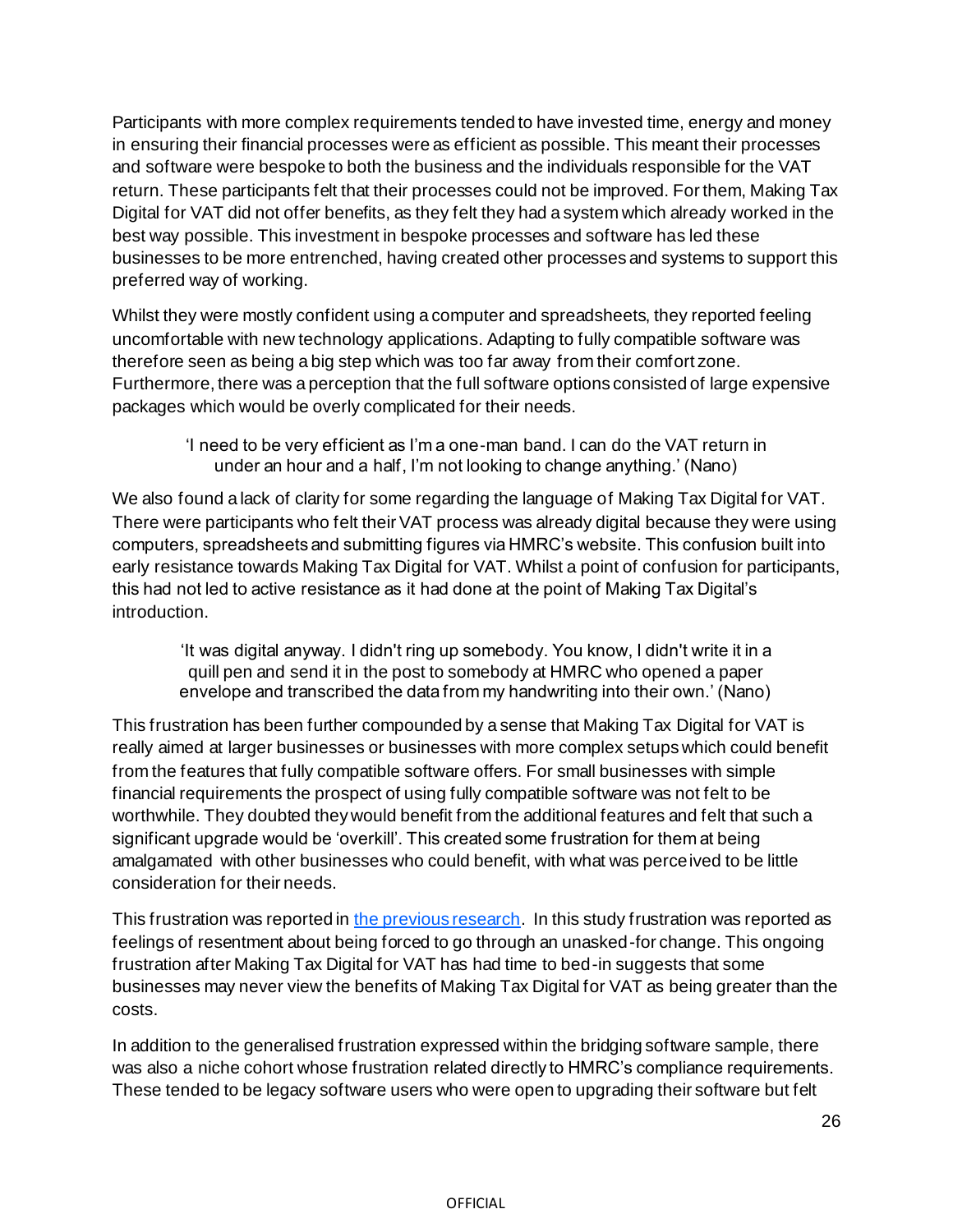Participants with more complex requirements tended to have invested time, energy and money in ensuring their financial processes were as efficient as possible. This meant their processes and software were bespoke to both the business and the individuals responsible for the VAT return. These participants felt that their processes could not be improved. For them, Making Tax Digital for VAT did not offer benefits, as they felt they had a system which already worked in the best way possible. This investment in bespoke processes and software has led these businesses to be more entrenched, having created other processes and systems to support this preferred way of working.

Whilst they were mostly confident using a computer and spreadsheets, they reported feeling uncomfortable with new technology applications. Adapting to fully compatible software was therefore seen as being a big step which was too far away from their comfort zone. Furthermore, there was a perception that the full software options consisted of large expensive packages which would be overly complicated for their needs.

> 'I need to be very efficient as I'm a one-man band. I can do the VAT return in under an hour and a half, I'm not looking to change anything.' (Nano)

We also found a lack of clarity for some regarding the language of Making Tax Digital for VAT. There were participants who felt their VAT process was already digital because they were using computers, spreadsheets and submitting figures via HMRC's website. This confusion built into early resistance towards Making Tax Digital for VAT. Whilst a point of confusion for participants, this had not led to active resistance as it had done at the point of Making Tax Digital's introduction.

> 'It was digital anyway. I didn't ring up somebody. You know, I didn't write it in a quill pen and send it in the post to somebody at HMRC who opened a paper envelope and transcribed the data from my handwriting into their own.' (Nano)

This frustration has been further compounded by a sense that Making Tax Digital for VAT is really aimed at larger businesses or businesses with more complex setups which could benefit from the features that fully compatible software offers. For small businesses with simple financial requirements the prospect of using fully compatible software was not felt to be worthwhile. They doubted they would benefit from the additional features and felt that such a significant upgrade would be 'overkill'. This created some frustration for them at being amalgamated with other businesses who could benefit, with what was perceived to be little consideration for their needs.

This frustration was reported in [the previous research](). In this study frustration was reported as feelings of resentment about being forced to go through an unasked-for change. This ongoing frustration after Making Tax Digital for VAT has had time to bed-in suggests that some businesses may never view the benefits of Making Tax Digital for VAT as being greater than the costs.

In addition to the generalised frustration expressed within the bridging software sample, there was also a niche cohort whose frustration related directly to HMRC's compliance requirements. These tended to be legacy software users who were open to upgrading their software but felt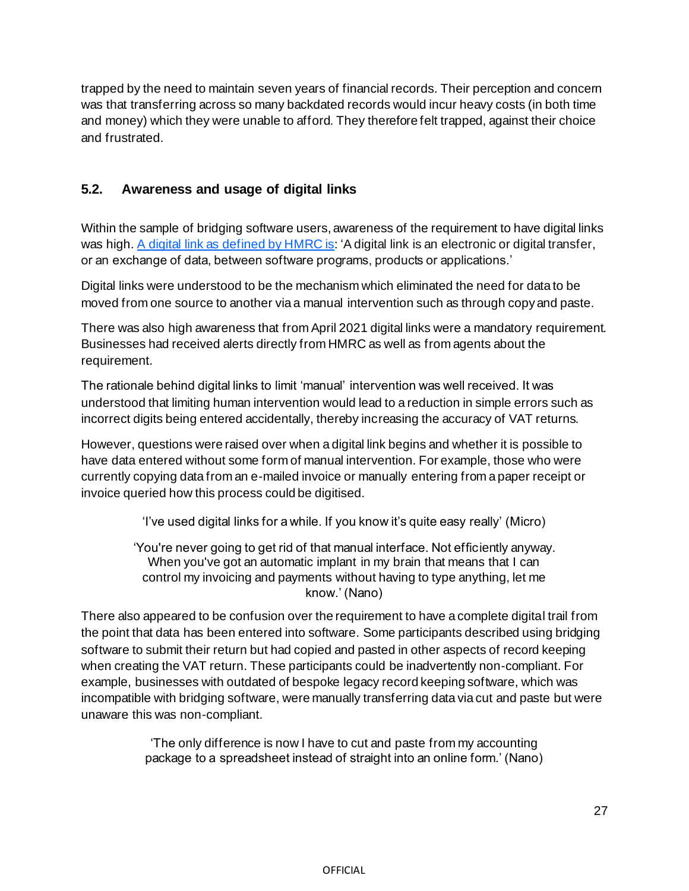trapped by the need to maintain seven years of financial records. Their perception and concern was that transferring across so many backdated records would incur heavy costs (in both time and money) which they were unable to afford. They therefore felt trapped, against their choice and frustrated.

## 5.2. Awareness and usage of digital links

Within the sample of bridging software users, awareness of the requirement to have digital links was high. A digital link as defined by HMRC is: 'A digital link is an electronic or digital transfer, or an exchange of data, between software programs, products or applications.'

Digital links were understood to be the mechanism which eliminated the need for data to be moved from one source to another via a manual intervention such as through copy and paste.

There was also high awareness that from April 2021 digital links were a mandatory requirement. Businesses had received alerts directly from HMRC as well as from agents about the requirement.

The rationale behind digital links to limit 'manual' intervention was well received. It was understood that limiting human intervention would lead to a reduction in simple errors such as incorrect digits being entered accidentally, thereby increasing the accuracy of VAT returns.

However, questions were raised over when a digital link begins and whether it is possible to have data entered without some form of manual intervention. For example, those who were currently copying data from an e-mailed invoice or manually entering from a paper receipt or invoice queried how this process could be digitised.

> 'I've used digital links for a while. If you know it's quite easy really' (Micro)

> 'You're never going to get rid of that manual interface. Not efficiently anyway. When you've got an automatic implant in my brain that means that I can control my invoicing and payments without having to type anything, let me know.' (Nano)

There also appeared to be confusion over the requirement to have a complete digital trail from the point that data has been entered into software. Some participants described using bridging software to submit their return but had copied and pasted in other aspects of record keeping when creating the VAT return. These participants could be inadvertently non-compliant. For example, businesses with outdated of bespoke legacy record keeping software, which was incompatible with bridging software, were manually transferring data via cut and paste but were unaware this was non-compliant.

> 'The only difference is now I have to cut and paste from my accounting package to a spreadsheet instead of straight into an online form.' (Nano)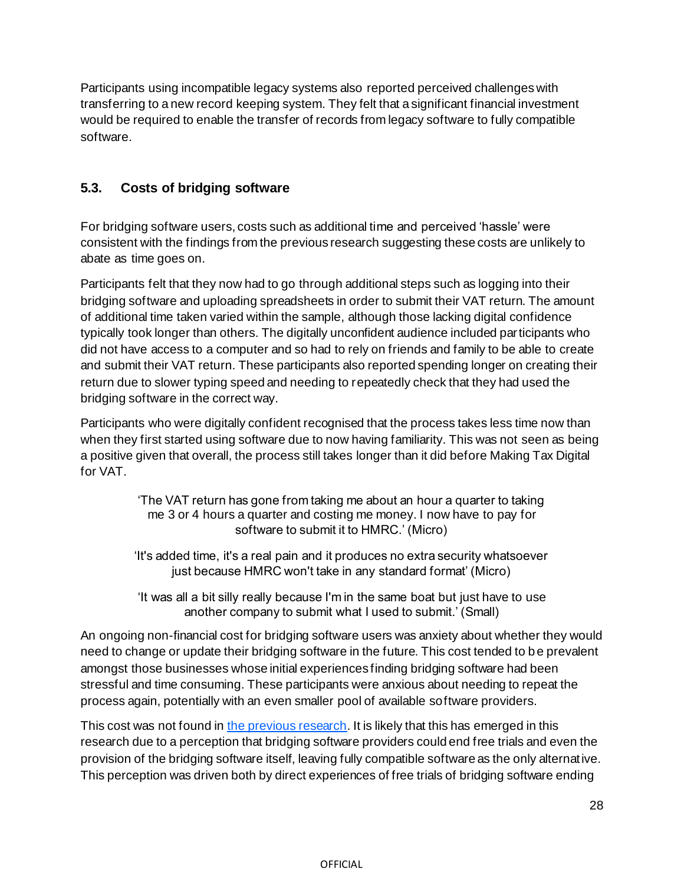Participants using incompatible legacy systems also reported perceived challenges with transferring to a new record keeping system. They felt that a significant financial investment would be required to enable the transfer of records from legacy software to fully compatible software.

## 5.3. Costs of bridging software

For bridging software users, costs such as additional time and perceived 'hassle' were consistent with the findings from the previous research suggesting these costs are unlikely to abate as time goes on.

Participants felt that they now had to go through additional steps such as logging into their bridging software and uploading spreadsheets in order to submit their VAT return. The amount of additional time taken varied within the sample, although those lacking digital confidence typically took longer than others. The digitally unconfident audience included participants who did not have access to a computer and so had to rely on friends and family to be able to create and submit their VAT return. These participants also reported spending longer on creating their return due to slower typing speed and needing to repeatedly check that they had used the bridging software in the correct way.

Participants who were digitally confident recognised that the process takes less time now than when they first started using software due to now having familiarity. This was not seen as being a positive given that overall, the process still takes longer than it did before Making Tax Digital for VAT.

> 'The VAT return has gone from taking me about an hour a quarter to taking me 3 or 4 hours a quarter and costing me money. I now have to pay for software to submit it to HMRC.' (Micro)

> 'It's added time, it's a real pain and it produces no extra security whatsoever just because HMRC won't take in any standard format' (Micro)

> 'It was all a bit silly really because I'm in the same boat but just have to use another company to submit what I used to submit.' (Small)

An ongoing non-financial cost for bridging software users was anxiety about whether they would need to change or update their bridging software in the future. This cost tended to be prevalent amongst those businesses whose initial experiences finding bridging software had been stressful and time consuming. These participants were anxious about needing to repeat the process again, potentially with an even smaller pool of available software providers.

This cost was not found in the previous research. It is likely that this has emerged in this research due to a perception that bridging software providers could end free trials and even the provision of the bridging software itself, leaving fully compatible software as the only alternative. This perception was driven both by direct experiences of free trials of bridging software ending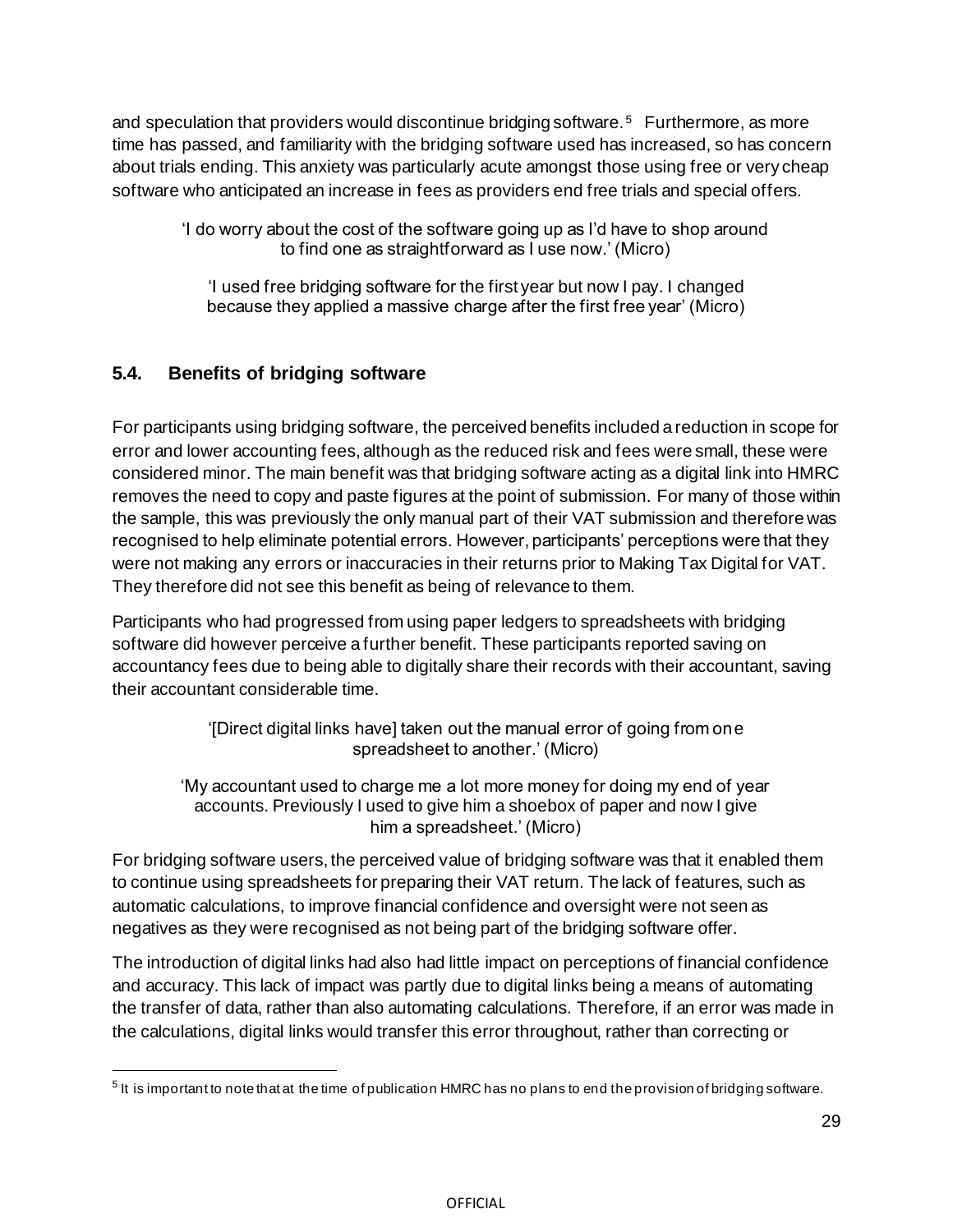and speculation that providers would discontinue bridging software.[5] Furthermore, as more time has passed, and familiarity with the bridging software used has increased, so has concern about trials ending. This anxiety was particularly acute amongst those using free or very cheap software who anticipated an increase in fees as providers end free trials and special offers.

> 'I do worry about the cost of the software going up as I'd have to shop around to find one as straightforward as I use now.' (Micro)

> 'I used free bridging software for the first year but now I pay. I changed because they applied a massive charge after the first free year' (Micro)

## 5.4. Benefits of bridging software

For participants using bridging software, the perceived benefits included a reduction in scope for error and lower accounting fees, although as the reduced risk and fees were small, these were considered minor. The main benefit was that bridging software acting as a digital link into HMRC removes the need to copy and paste figures at the point of submission. For many of those within the sample, this was previously the only manual part of their VAT submission and therefore was recognised to help eliminate potential errors. However, participants' perceptions were that they were not making any errors or inaccuracies in their returns prior to Making Tax Digital for VAT. They therefore did not see this benefit as being of relevance to them.

Participants who had progressed from using paper ledgers to spreadsheets with bridging software did however perceive a further benefit. These participants reported saving on accountancy fees due to being able to digitally share their records with their accountant, saving their accountant considerable time.

> '[Direct digital links have] taken out the manual error of going from one spreadsheet to another.' (Micro)

> 'My accountant used to charge me a lot more money for doing my end of year accounts. Previously I used to give him a shoebox of paper and now I give him a spreadsheet.' (Micro)

For bridging software users, the perceived value of bridging software was that it enabled them to continue using spreadsheets for preparing their VAT return. The lack of features, such as automatic calculations, to improve financial confidence and oversight were not seen as negatives as they were recognised as not being part of the bridging software offer.

The introduction of digital links had also had little impact on perceptions of financial confidence and accuracy. This lack of impact was partly due to digital links being a means of automating the transfer of data, rather than also automating calculations. Therefore, if an error was made in the calculations, digital links would transfer this error throughout, rather than correcting or

---

[5] It is important to note that at the time of publication HMRC has no plans to end the provision of bridging software.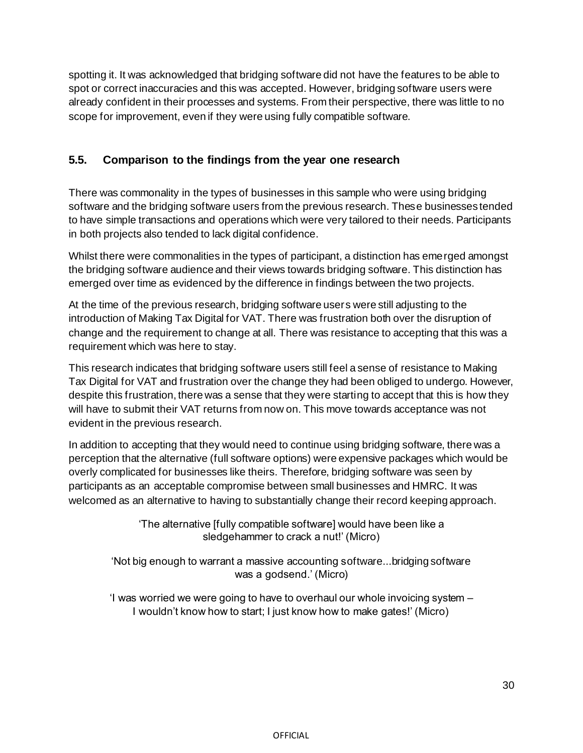spotting it. It was acknowledged that bridging software did not have the features to be able to spot or correct inaccuracies and this was accepted. However, bridging software users were already confident in their processes and systems. From their perspective, there was little to no scope for improvement, even if they were using fully compatible software.

## 5.5. Comparison to the findings from the year one research

There was commonality in the types of businesses in this sample who were using bridging software and the bridging software users from the previous research. These businesses tended to have simple transactions and operations which were very tailored to their needs. Participants in both projects also tended to lack digital confidence.

Whilst there were commonalities in the types of participant, a distinction has emerged amongst the bridging software audience and their views towards bridging software. This distinction has emerged over time as evidenced by the difference in findings between the two projects.

At the time of the previous research, bridging software users were still adjusting to the introduction of Making Tax Digital for VAT. There was frustration both over the disruption of change and the requirement to change at all. There was resistance to accepting that this was a requirement which was here to stay.

This research indicates that bridging software users still feel a sense of resistance to Making Tax Digital for VAT and frustration over the change they had been obliged to undergo. However, despite this frustration, there was a sense that they were starting to accept that this is how they will have to submit their VAT returns from now on. This move towards acceptance was not evident in the previous research.

In addition to accepting that they would need to continue using bridging software, there was a perception that the alternative (full software options) were expensive packages which would be overly complicated for businesses like theirs. Therefore, bridging software was seen by participants as an acceptable compromise between small businesses and HMRC. It was welcomed as an alternative to having to substantially change their record keeping approach.

> 'The alternative [fully compatible software] would have been like a sledgehammer to crack a nut!' (Micro)

> 'Not big enough to warrant a massive accounting software...bridging software was a godsend.' (Micro)

> 'I was worried we were going to have to overhaul our whole invoicing system – I wouldn't know how to start; I just know how to make gates!' (Micro)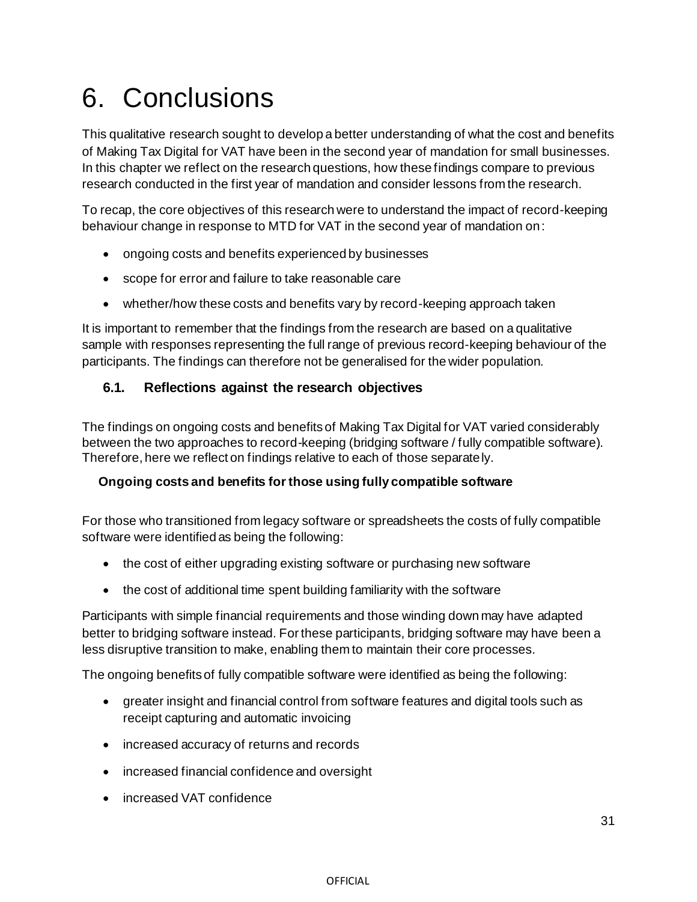# 6. Conclusions

This qualitative research sought to develop a better understanding of what the cost and benefits of Making Tax Digital for VAT have been in the second year of mandation for small businesses. In this chapter we reflect on the research questions, how these findings compare to previous research conducted in the first year of mandation and consider lessons from the research.

To recap, the core objectives of this research were to understand the impact of record-keeping behaviour change in response to MTD for VAT in the second year of mandation on:

- ongoing costs and benefits experienced by businesses
- scope for error and failure to take reasonable care
- whether/how these costs and benefits vary by record-keeping approach taken

It is important to remember that the findings from the research are based on a qualitative sample with responses representing the full range of previous record-keeping behaviour of the participants. The findings can therefore not be generalised for the wider population.

## 6.1. Reflections against the research objectives

The findings on ongoing costs and benefits of Making Tax Digital for VAT varied considerably between the two approaches to record-keeping (bridging software / fully compatible software). Therefore, here we reflect on findings relative to each of those separately.

### Ongoing costs and benefits for those using fully compatible software

For those who transitioned from legacy software or spreadsheets the costs of fully compatible software were identified as being the following:

- the cost of either upgrading existing software or purchasing new software
- the cost of additional time spent building familiarity with the software

Participants with simple financial requirements and those winding down may have adapted better to bridging software instead. For these participants, bridging software may have been a less disruptive transition to make, enabling them to maintain their core processes.

The ongoing benefits of fully compatible software were identified as being the following:

- greater insight and financial control from software features and digital tools such as receipt capturing and automatic invoicing
- increased accuracy of returns and records
- increased financial confidence and oversight
- increased VAT confidence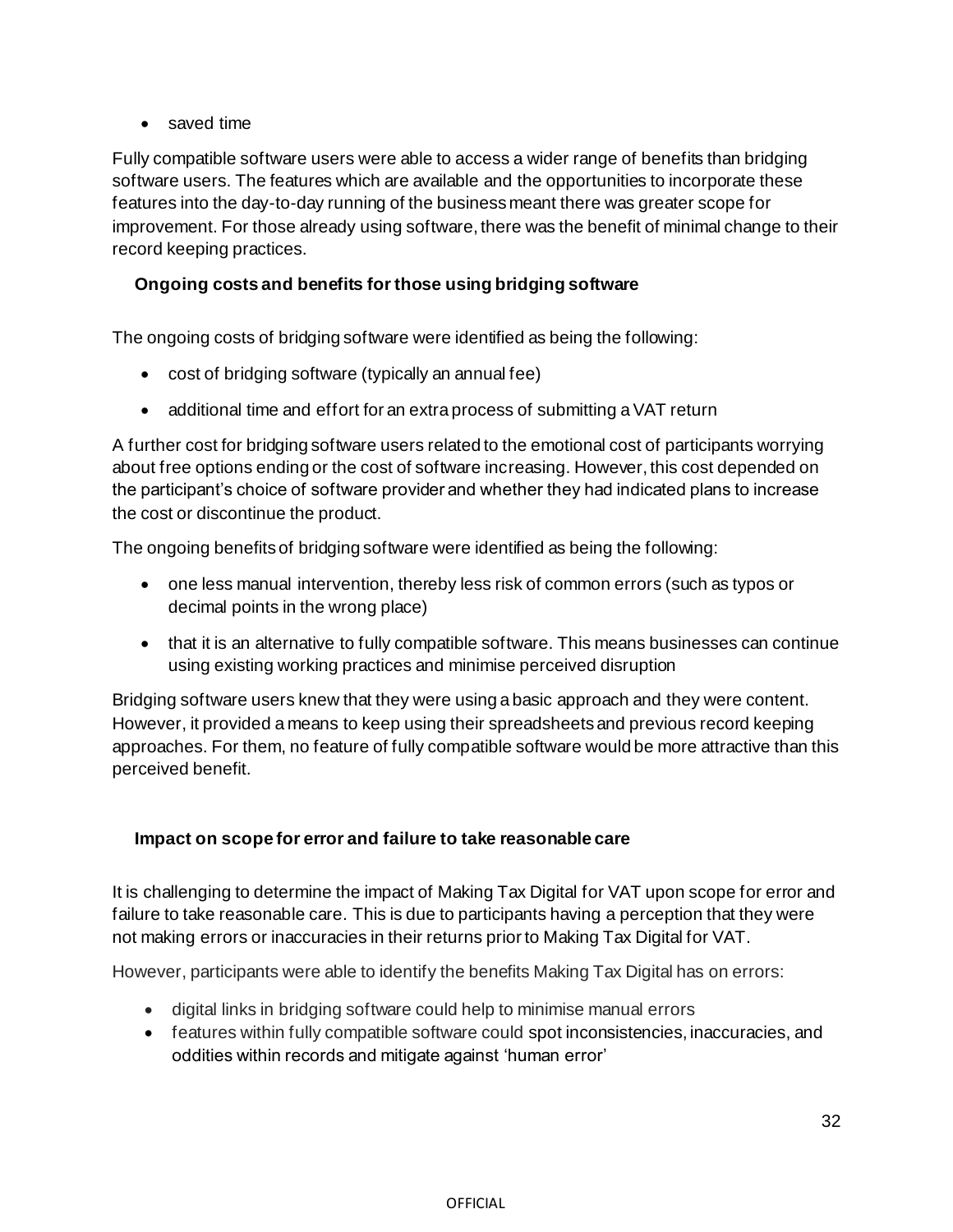- saved time

Fully compatible software users were able to access a wider range of benefits than bridging software users. The features which are available and the opportunities to incorporate these features into the day-to-day running of the business meant there was greater scope for improvement. For those already using software, there was the benefit of minimal change to their record keeping practices.

### Ongoing costs and benefits for those using bridging software

The ongoing costs of bridging software were identified as being the following:

- cost of bridging software (typically an annual fee)
- additional time and effort for an extra process of submitting a VAT return

A further cost for bridging software users related to the emotional cost of participants worrying about free options ending or the cost of software increasing. However, this cost depended on the participant's choice of software provider and whether they had indicated plans to increase the cost or discontinue the product.

The ongoing benefits of bridging software were identified as being the following:

- one less manual intervention, thereby less risk of common errors (such as typos or decimal points in the wrong place)
- that it is an alternative to fully compatible software. This means businesses can continue using existing working practices and minimise perceived disruption

Bridging software users knew that they were using a basic approach and they were content. However, it provided a means to keep using their spreadsheets and previous record keeping approaches. For them, no feature of fully compatible software would be more attractive than this perceived benefit.

### Impact on scope for error and failure to take reasonable care

It is challenging to determine the impact of Making Tax Digital for VAT upon scope for error and failure to take reasonable care. This is due to participants having a perception that they were not making errors or inaccuracies in their returns prior to Making Tax Digital for VAT.

However, participants were able to identify the benefits Making Tax Digital has on errors:

- digital links in bridging software could help to minimise manual errors
- features within fully compatible software could spot inconsistencies, inaccuracies, and oddities within records and mitigate against 'human error'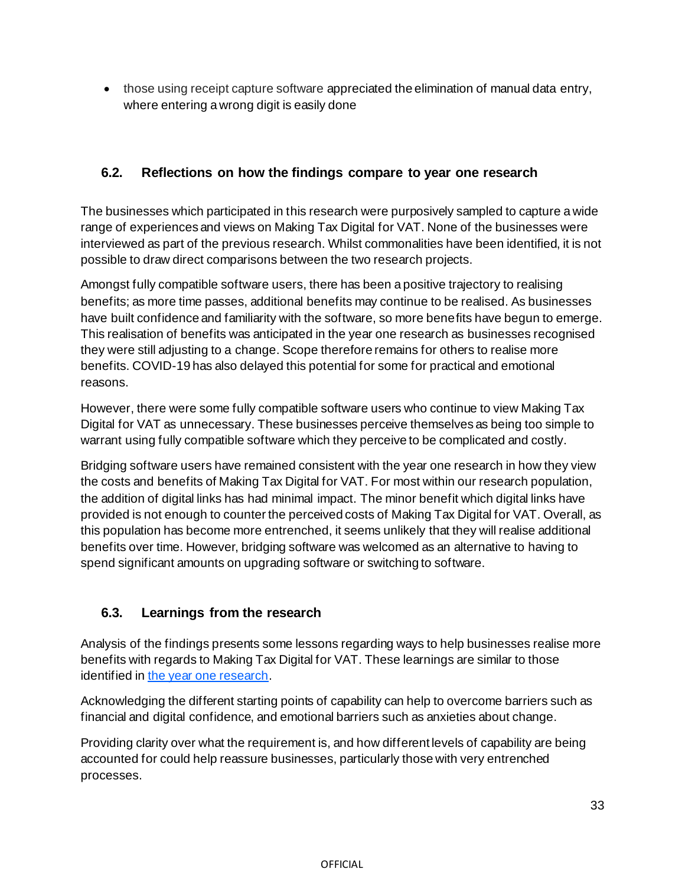- those using receipt capture software appreciated the elimination of manual data entry, where entering a wrong digit is easily done

## 6.2. Reflections on how the findings compare to year one research

The businesses which participated in this research were purposively sampled to capture a wide range of experiences and views on Making Tax Digital for VAT. None of the businesses were interviewed as part of the previous research. Whilst commonalities have been identified, it is not possible to draw direct comparisons between the two research projects.

Amongst fully compatible software users, there has been a positive trajectory to realising benefits; as more time passes, additional benefits may continue to be realised. As businesses have built confidence and familiarity with the software, so more benefits have begun to emerge. This realisation of benefits was anticipated in the year one research as businesses recognised they were still adjusting to a change. Scope therefore remains for others to realise more benefits. COVID-19 has also delayed this potential for some for practical and emotional reasons.

However, there were some fully compatible software users who continue to view Making Tax Digital for VAT as unnecessary. These businesses perceive themselves as being too simple to warrant using fully compatible software which they perceive to be complicated and costly.

Bridging software users have remained consistent with the year one research in how they view the costs and benefits of Making Tax Digital for VAT. For most within our research population, the addition of digital links has had minimal impact. The minor benefit which digital links have provided is not enough to counter the perceived costs of Making Tax Digital for VAT. Overall, as this population has become more entrenched, it seems unlikely that they will realise additional benefits over time. However, bridging software was welcomed as an alternative to having to spend significant amounts on upgrading software or switching to software.

## 6.3. Learnings from the research

Analysis of the findings presents some lessons regarding ways to help businesses realise more benefits with regards to Making Tax Digital for VAT. These learnings are similar to those identified in [the year one research](the year one research).

Acknowledging the different starting points of capability can help to overcome barriers such as financial and digital confidence, and emotional barriers such as anxieties about change.

Providing clarity over what the requirement is, and how different levels of capability are being accounted for could help reassure businesses, particularly those with very entrenched processes.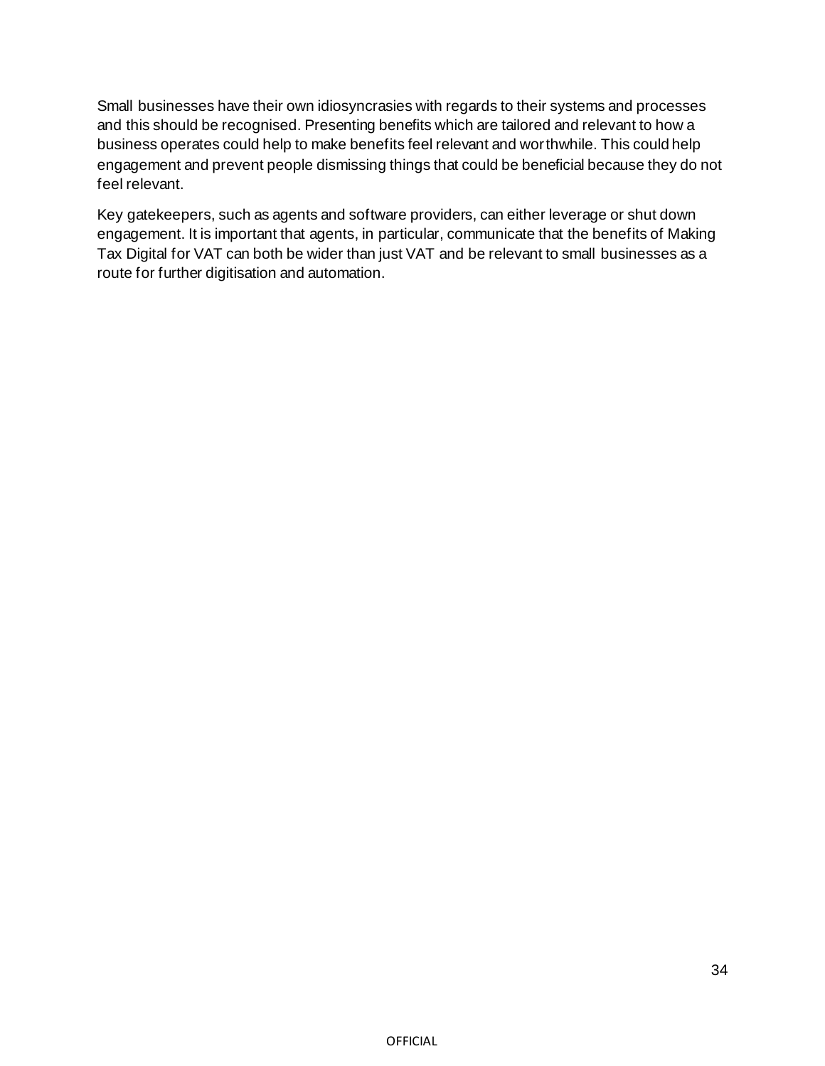Small businesses have their own idiosyncrasies with regards to their systems and processes and this should be recognised. Presenting benefits which are tailored and relevant to how a business operates could help to make benefits feel relevant and worthwhile. This could help engagement and prevent people dismissing things that could be beneficial because they do not feel relevant.

Key gatekeepers, such as agents and software providers, can either leverage or shut down engagement. It is important that agents, in particular, communicate that the benefits of Making Tax Digital for VAT can both be wider than just VAT and be relevant to small businesses as a route for further digitisation and automation.